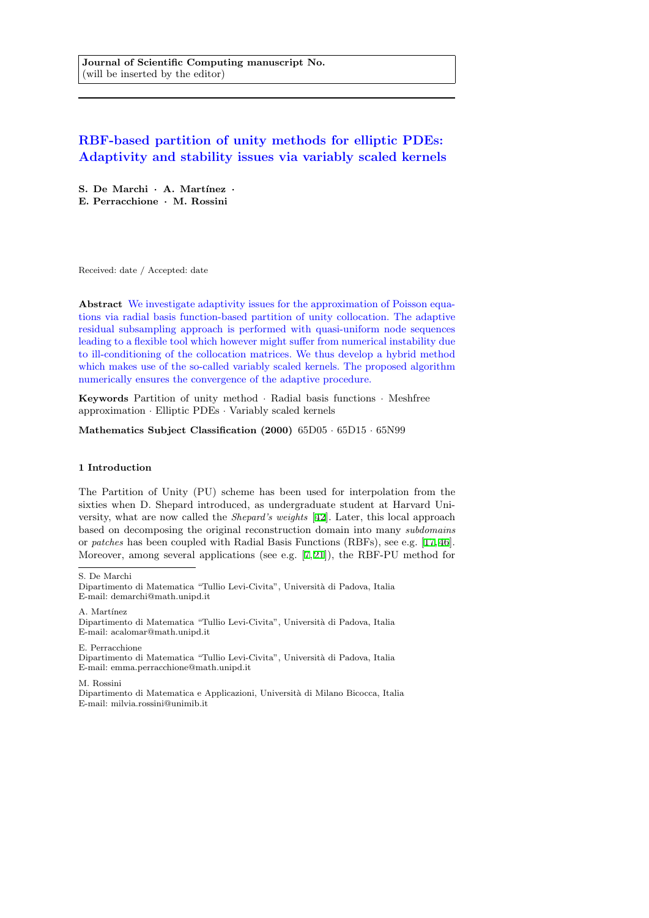Journal of Scientific Computing manuscript No.
(will be inserted by the editor)

# RBF-based partition of unity methods for elliptic PDEs: Adaptivity and stability issues via variably scaled kernels

**S. De Marchi · A. Martínez · E. Perracchione · M. Rossini**

Received: date / Accepted: date

**Abstract** We investigate adaptivity issues for the approximation of Poisson equations via radial basis function-based partition of unity collocation. The adaptive residual subsampling approach is performed with quasi-uniform node sequences leading to a flexible tool which however might suffer from numerical instability due to ill-conditioning of the collocation matrices. We thus develop a hybrid method which makes use of the so-called variably scaled kernels. The proposed algorithm numerically ensures the convergence of the adaptive procedure.

**Keywords** Partition of unity method · Radial basis functions · Meshfree approximation · Elliptic PDEs · Variably scaled kernels

**Mathematics Subject Classification (2000)** 65D05 · 65D15 · 65N99

## 1 Introduction

The Partition of Unity (PU) scheme has been used for interpolation from the sixties when D. Shepard introduced, as undergraduate student at Harvard University, what are now called the *Shepard's weights* [42]. Later, this local approach based on decomposing the original reconstruction domain into many *subdomains* or *patches* has been coupled with Radial Basis Functions (RBFs), see e.g. [17,46]. Moreover, among several applications (see e.g. [7,21]), the RBF-PU method for

---

S. De Marchi
Dipartimento di Matematica "Tullio Levi-Civita", Università di Padova, Italia
E-mail: demarchi@math.unipd.it

A. Martínez
Dipartimento di Matematica "Tullio Levi-Civita", Università di Padova, Italia
E-mail: acalomar@math.unipd.it

E. Perracchione
Dipartimento di Matematica "Tullio Levi-Civita", Università di Padova, Italia
E-mail: emma.perracchione@math.unipd.it

M. Rossini
Dipartimento di Matematica e Applicazioni, Università di Milano Bicocca, Italia
E-mail: milvia.rossini@unimib.it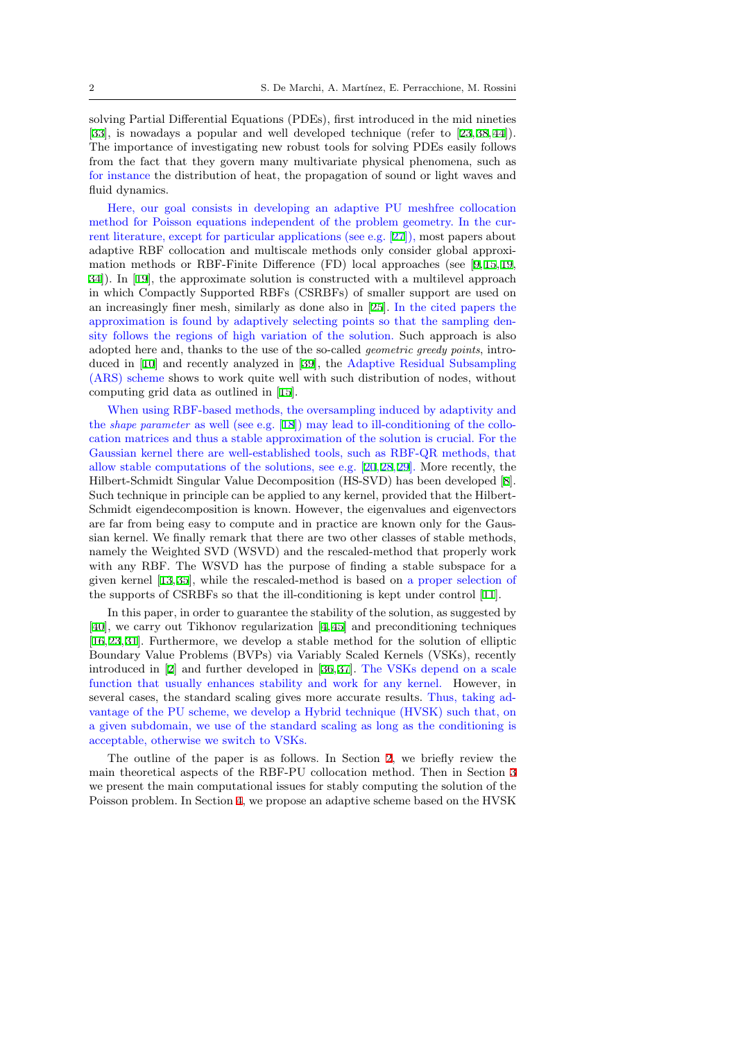solving Partial Differential Equations (PDEs), first introduced in the mid nineties [33], is nowadays a popular and well developed technique (refer to [23,38,44]). The importance of investigating new robust tools for solving PDEs easily follows from the fact that they govern many multivariate physical phenomena, such as for instance the distribution of heat, the propagation of sound or light waves and fluid dynamics.

Here, our goal consists in developing an adaptive PU meshfree collocation method for Poisson equations independent of the problem geometry. In the current literature, except for particular applications (see e.g. [27]), most papers about adaptive RBF collocation and multiscale methods only consider global approximation methods or RBF-Finite Difference (FD) local approaches (see [9,15,19,34]). In [19], the approximate solution is constructed with a multilevel approach in which Compactly Supported RBFs (CSRBFs) of smaller support are used on an increasingly finer mesh, similarly as done also in [25]. In the cited papers the approximation is found by adaptively selecting points so that the sampling density follows the regions of high variation of the solution. Such approach is also adopted here and, thanks to the use of the so-called *geometric greedy points*, introduced in [10] and recently analyzed in [39], the Adaptive Residual Subsampling (ARS) scheme shows to work quite well with such distribution of nodes, without computing grid data as outlined in [15].

When using RBF-based methods, the oversampling induced by adaptivity and the *shape parameter* as well (see e.g. [18]) may lead to ill-conditioning of the collocation matrices and thus a stable approximation of the solution is crucial. For the Gaussian kernel there are well-established tools, such as RBF-QR methods, that allow stable computations of the solutions, see e.g. [20,28,29]. More recently, the Hilbert-Schmidt Singular Value Decomposition (HS-SVD) has been developed [8]. Such technique in principle can be applied to any kernel, provided that the Hilbert-Schmidt eigendecomposition is known. However, the eigenvalues and eigenvectors are far from being easy to compute and in practice are known only for the Gaussian kernel. We finally remark that there are two other classes of stable methods, namely the Weighted SVD (WSVD) and the rescaled-method that properly work with any RBF. The WSVD has the purpose of finding a stable subspace for a given kernel [13,35], while the rescaled-method is based on a proper selection of the supports of CSRBFs so that the ill-conditioning is kept under control [11].

In this paper, in order to guarantee the stability of the solution, as suggested by [40], we carry out Tikhonov regularization [4,45] and preconditioning techniques [16,23,31]. Furthermore, we develop a stable method for the solution of elliptic Boundary Value Problems (BVPs) via Variably Scaled Kernels (VSKs), recently introduced in [2] and further developed in [36,37]. The VSKs depend on a scale function that usually enhances stability and work for any kernel. However, in several cases, the standard scaling gives more accurate results. Thus, taking advantage of the PU scheme, we develop a Hybrid technique (HVSK) such that, on a given subdomain, we use of the standard scaling as long as the conditioning is acceptable, otherwise we switch to VSKs.

The outline of the paper is as follows. In Section 2, we briefly review the main theoretical aspects of the RBF-PU collocation method. Then in Section 3 we present the main computational issues for stably computing the solution of the Poisson problem. In Section 4, we propose an adaptive scheme based on the HVSK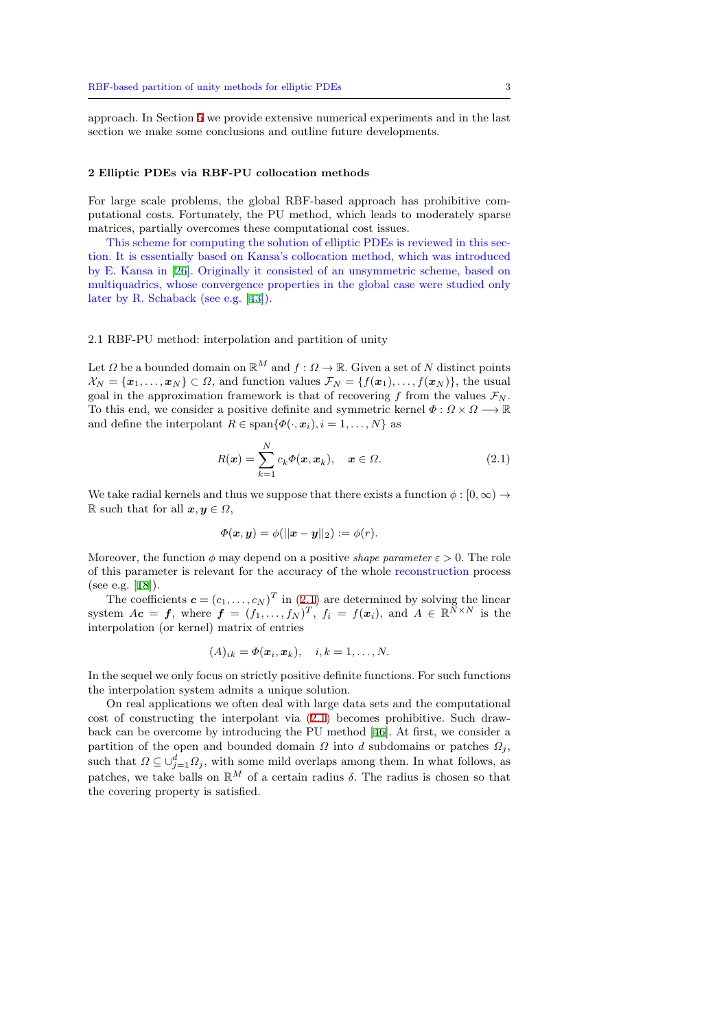approach. In Section 5 we provide extensive numerical experiments and in the last section we make some conclusions and outline future developments.

## 2 Elliptic PDEs via RBF-PU collocation methods

For large scale problems, the global RBF-based approach has prohibitive computational costs. Fortunately, the PU method, which leads to moderately sparse matrices, partially overcomes these computational cost issues.

This scheme for computing the solution of elliptic PDEs is reviewed in this section. It is essentially based on Kansa's collocation method, which was introduced by E. Kansa in [26]. Originally it consisted of an unsymmetric scheme, based on multiquadrics, whose convergence properties in the global case were studied only later by R. Schaback (see e.g. [43]).

### 2.1 RBF-PU method: interpolation and partition of unity

Let $\Omega$ be a bounded domain on $\mathbb{R}^M$ and $f : \Omega \to \mathbb{R}$. Given a set of $N$ distinct points $\mathcal{X}_N = \{\boldsymbol{x}_1, \ldots, \boldsymbol{x}_N\} \subset \Omega$, and function values $\mathcal{F}_N = \{f(\boldsymbol{x}_1), \ldots, f(\boldsymbol{x}_N)\}$, the usual goal in the approximation framework is that of recovering $f$ from the values $\mathcal{F}_N$. To this end, we consider a positive definite and symmetric kernel $\Phi : \Omega \times \Omega \longrightarrow \mathbb{R}$ and define the interpolant $R \in \text{span}\{\Phi(\cdot, \boldsymbol{x}_i), i = 1, \ldots, N\}$ as

$$R(\boldsymbol{x}) = \sum_{k=1}^{N} c_k \Phi(\boldsymbol{x}, \boldsymbol{x}_k), \quad \boldsymbol{x} \in \Omega. \tag{2.1}$$

We take radial kernels and thus we suppose that there exists a function $\phi : [0, \infty) \to \mathbb{R}$ such that for all $\boldsymbol{x}, \boldsymbol{y} \in \Omega$,

$$\Phi(\boldsymbol{x}, \boldsymbol{y}) = \phi(||\boldsymbol{x} - \boldsymbol{y}||_2) := \phi(r).$$

Moreover, the function $\phi$ may depend on a positive *shape parameter* $\varepsilon > 0$. The role of this parameter is relevant for the accuracy of the whole reconstruction process (see e.g. [18]).

The coefficients $\boldsymbol{c} = (c_1, \ldots, c_N)^T$ in (2.1) are determined by solving the linear system $A\boldsymbol{c} = \boldsymbol{f}$, where $\boldsymbol{f} = (f_1, \ldots, f_N)^T$, $f_i = f(\boldsymbol{x}_i)$, and $A \in \mathbb{R}^{N \times N}$ is the interpolation (or kernel) matrix of entries

$$(A)_{ik} = \Phi(\boldsymbol{x}_i, \boldsymbol{x}_k), \quad i, k = 1, \ldots, N.$$

In the sequel we only focus on strictly positive definite functions. For such functions the interpolation system admits a unique solution.

On real applications we often deal with large data sets and the computational cost of constructing the interpolant via (2.1) becomes prohibitive. Such drawback can be overcome by introducing the PU method [46]. At first, we consider a partition of the open and bounded domain $\Omega$ into $d$ subdomains or patches $\Omega_j$, such that $\Omega \subseteq \cup_{j=1}^{d} \Omega_j$, with some mild overlaps among them. In what follows, as patches, we take balls on $\mathbb{R}^M$ of a certain radius $\delta$. The radius is chosen so that the covering property is satisfied.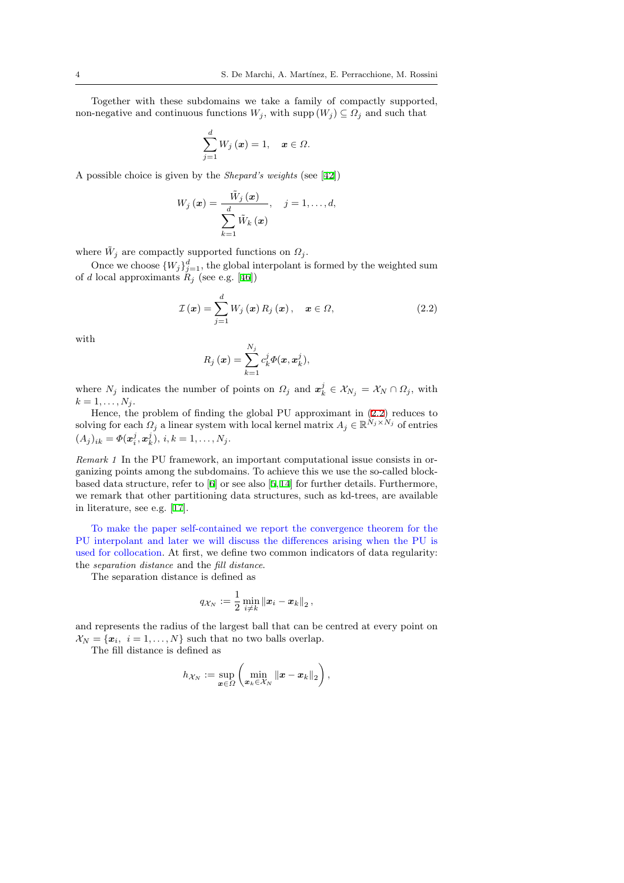Together with these subdomains we take a family of compactly supported, non-negative and continuous functions $W_j$, with $\text{supp}\,(W_j) \subseteq \Omega_j$ and such that

$$\sum_{j=1}^{d} W_j\,(\boldsymbol{x}) = 1, \quad \boldsymbol{x} \in \Omega.$$

A possible choice is given by the *Shepard's weights* (see [42])

$$W_j\,(\boldsymbol{x}) = \frac{\tilde{W}_j\,(\boldsymbol{x})}{\displaystyle\sum_{k=1}^{d} \tilde{W}_k\,(\boldsymbol{x})}, \quad j = 1, \ldots, d,$$

where $\tilde{W}_j$ are compactly supported functions on $\Omega_j$.

Once we choose $\{W_j\}_{j=1}^{d}$, the global interpolant is formed by the weighted sum of $d$ local approximants $R_j$ (see e.g. [46])

$$\mathcal{I}\,(\boldsymbol{x}) = \sum_{j=1}^{d} W_j\,(\boldsymbol{x})\, R_j\,(\boldsymbol{x})\,, \quad \boldsymbol{x} \in \Omega, \tag{2.2}$$

with

$$R_j\,(\boldsymbol{x}) = \sum_{k=1}^{N_j} c_k^j \Phi(\boldsymbol{x}, \boldsymbol{x}_k^j),$$

where $N_j$ indicates the number of points on $\Omega_j$ and $\boldsymbol{x}_k^j \in \mathcal{X}_{N_j} = \mathcal{X}_N \cap \Omega_j$, with $k = 1, \ldots, N_j$.

Hence, the problem of finding the global PU approximant in (2.2) reduces to solving for each $\Omega_j$ a linear system with local kernel matrix $A_j \in \mathbb{R}^{N_j \times N_j}$ of entries $(A_j)_{ik} = \Phi(\boldsymbol{x}_i^j, \boldsymbol{x}_k^j)$, $i, k = 1, \ldots, N_j$.

*Remark 1* In the PU framework, an important computational issue consists in organizing points among the subdomains. To achieve this we use the so-called block-based data structure, refer to [6] or see also [5, 14] for further details. Furthermore, we remark that other partitioning data structures, such as kd-trees, are available in literature, see e.g. [17].

To make the paper self-contained we report the convergence theorem for the PU interpolant and later we will discuss the differences arising when the PU is used for collocation. At first, we define two common indicators of data regularity: the *separation distance* and the *fill distance*.

The separation distance is defined as

$$q_{\mathcal{X}_N} := \frac{1}{2} \min_{i \neq k} \|\boldsymbol{x}_i - \boldsymbol{x}_k\|_2\,,$$

and represents the radius of the largest ball that can be centred at every point on $\mathcal{X}_N = \{\boldsymbol{x}_i,\ i = 1, \ldots, N\}$ such that no two balls overlap.

The fill distance is defined as

$$h_{\mathcal{X}_N} := \sup_{\boldsymbol{x} \in \Omega} \left( \min_{\boldsymbol{x}_k \in \mathcal{X}_N} \|\boldsymbol{x} - \boldsymbol{x}_k\|_2 \right),$$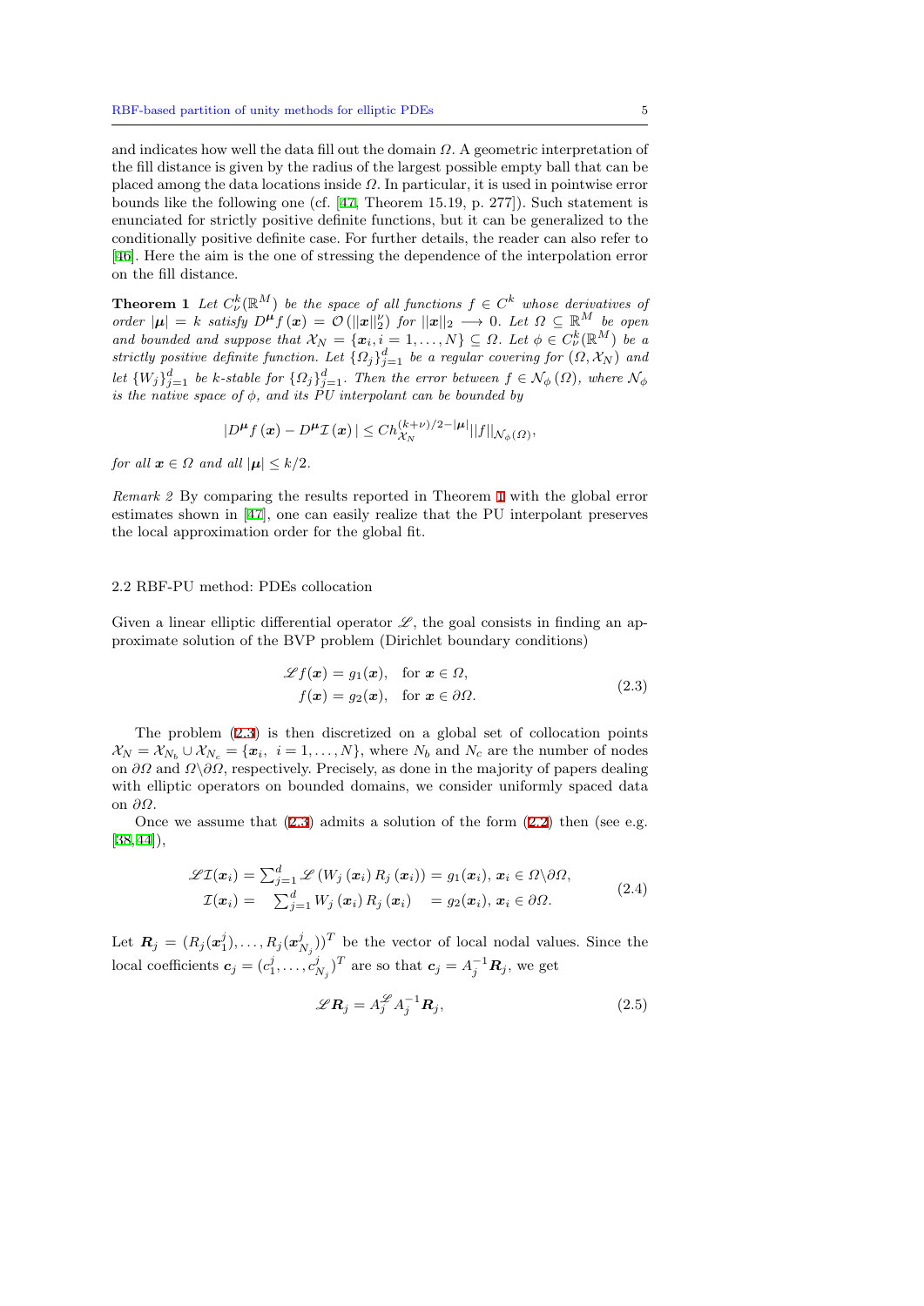and indicates how well the data fill out the domain $\Omega$. A geometric interpretation of the fill distance is given by the radius of the largest possible empty ball that can be placed among the data locations inside $\Omega$. In particular, it is used in pointwise error bounds like the following one (cf. [47, Theorem 15.19, p. 277]). Such statement is enunciated for strictly positive definite functions, but it can be generalized to the conditionally positive definite case. For further details, the reader can also refer to [46]. Here the aim is the one of stressing the dependence of the interpolation error on the fill distance.

**Theorem 1** *Let $C_\nu^k(\mathbb{R}^M)$ be the space of all functions $f \in C^k$ whose derivatives of order $|\boldsymbol{\mu}| = k$ satisfy $D^{\boldsymbol{\mu}} f(\boldsymbol{x}) = \mathcal{O}(||\boldsymbol{x}||_2^\nu)$ for $||\boldsymbol{x}||_2 \longrightarrow 0$. Let $\Omega \subseteq \mathbb{R}^M$ be open and bounded and suppose that $\mathcal{X}_N = \{\boldsymbol{x}_i, i = 1, \ldots, N\} \subseteq \Omega$. Let $\phi \in C_\nu^k(\mathbb{R}^M)$ be a strictly positive definite function. Let $\{\Omega_j\}_{j=1}^d$ be a regular covering for $(\Omega, \mathcal{X}_N)$ and let $\{W_j\}_{j=1}^d$ be $k$-stable for $\{\Omega_j\}_{j=1}^d$. Then the error between $f \in \mathcal{N}_\phi(\Omega)$, where $\mathcal{N}_\phi$ is the native space of $\phi$, and its PU interpolant can be bounded by*

$$|D^{\boldsymbol{\mu}} f(\boldsymbol{x}) - D^{\boldsymbol{\mu}} \mathcal{I}(\boldsymbol{x})| \leq C h_{\mathcal{X}_N}^{(k+\nu)/2 - |\boldsymbol{\mu}|} ||f||_{\mathcal{N}_\phi(\Omega)},$$

*for all $\boldsymbol{x} \in \Omega$ and all $|\boldsymbol{\mu}| \leq k/2$.*

*Remark 2* By comparing the results reported in Theorem 1 with the global error estimates shown in [47], one can easily realize that the PU interpolant preserves the local approximation order for the global fit.

## 2.2 RBF-PU method: PDEs collocation

Given a linear elliptic differential operator $\mathscr{L}$, the goal consists in finding an approximate solution of the BVP problem (Dirichlet boundary conditions)

$$\begin{aligned} \mathscr{L} f(\boldsymbol{x}) &= g_1(\boldsymbol{x}), \quad \text{for } \boldsymbol{x} \in \Omega, \\ f(\boldsymbol{x}) &= g_2(\boldsymbol{x}), \quad \text{for } \boldsymbol{x} \in \partial\Omega. \end{aligned} \tag{2.3}$$

The problem (2.3) is then discretized on a global set of collocation points $\mathcal{X}_N = \mathcal{X}_{N_b} \cup \mathcal{X}_{N_c} = \{\boldsymbol{x}_i, \ i = 1, \ldots, N\}$, where $N_b$ and $N_c$ are the number of nodes on $\partial\Omega$ and $\Omega \backslash \partial\Omega$, respectively. Precisely, as done in the majority of papers dealing with elliptic operators on bounded domains, we consider uniformly spaced data on $\partial\Omega$.

Once we assume that (2.3) admits a solution of the form (2.2) then (see e.g. [38, 44]),

$$\begin{aligned} \mathscr{L}\mathcal{I}(\boldsymbol{x}_i) &= \sum_{j=1}^d \mathscr{L}\left(W_j(\boldsymbol{x}_i) R_j(\boldsymbol{x}_i)\right) = g_1(\boldsymbol{x}_i), \ \boldsymbol{x}_i \in \Omega \backslash \partial\Omega, \\ \mathcal{I}(\boldsymbol{x}_i) &= \sum_{j=1}^d W_j(\boldsymbol{x}_i) R_j(\boldsymbol{x}_i) \quad = g_2(\boldsymbol{x}_i), \ \boldsymbol{x}_i \in \partial\Omega. \end{aligned} \tag{2.4}$$

Let $\boldsymbol{R}_j = (R_j(\boldsymbol{x}_1^j), \ldots, R_j(\boldsymbol{x}_{N_j}^j))^T$ be the vector of local nodal values. Since the local coefficients $\boldsymbol{c}_j = (c_1^j, \ldots, c_{N_j}^j)^T$ are so that $\boldsymbol{c}_j = A_j^{-1} \boldsymbol{R}_j$, we get

$$\mathscr{L}\boldsymbol{R}_j = A_j^{\mathscr{L}} A_j^{-1} \boldsymbol{R}_j, \tag{2.5}$$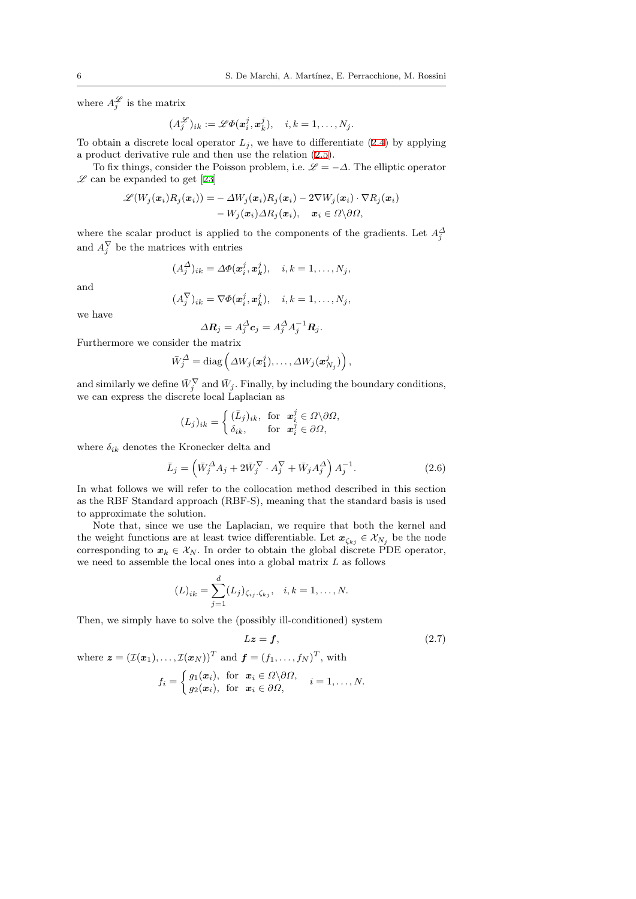where $A_j^{\mathscr{L}}$ is the matrix

$$(A_j^{\mathscr{L}})_{ik} := \mathscr{L}\Phi(\boldsymbol{x}_i^j, \boldsymbol{x}_k^j), \quad i,k = 1,\ldots,N_j.$$

To obtain a discrete local operator $L_j$, we have to differentiate (2.4) by applying a product derivative rule and then use the relation (2.5).

To fix things, consider the Poisson problem, i.e. $\mathscr{L} = -\Delta$. The elliptic operator $\mathscr{L}$ can be expanded to get [23]

$$\begin{aligned}\mathscr{L}(W_j(\boldsymbol{x}_i)R_j(\boldsymbol{x}_i)) = &- \Delta W_j(\boldsymbol{x}_i)R_j(\boldsymbol{x}_i) - 2\nabla W_j(\boldsymbol{x}_i)\cdot\nabla R_j(\boldsymbol{x}_i) \\ &- W_j(\boldsymbol{x}_i)\Delta R_j(\boldsymbol{x}_i), \quad \boldsymbol{x}_i \in \Omega\backslash\partial\Omega,\end{aligned}$$

where the scalar product is applied to the components of the gradients. Let $A_j^{\Delta}$ and $A_j^{\nabla}$ be the matrices with entries

$$(A_j^{\Delta})_{ik} = \Delta\Phi(\boldsymbol{x}_i^j, \boldsymbol{x}_k^j), \quad i,k = 1,\ldots,N_j,$$

and

$$(A_j^{\nabla})_{ik} = \nabla\Phi(\boldsymbol{x}_i^j, \boldsymbol{x}_k^j), \quad i,k = 1,\ldots,N_j,$$

we have

$$\Delta\boldsymbol{R}_j = A_j^{\Delta}\boldsymbol{c}_j = A_j^{\Delta}A_j^{-1}\boldsymbol{R}_j.$$

Furthermore we consider the matrix

$$\bar{W}_j^{\Delta} = \mathrm{diag}\left(\Delta W_j(\boldsymbol{x}_1^j),\ldots,\Delta W_j(\boldsymbol{x}_{N_j}^j)\right),$$

and similarly we define $\bar{W}_j^{\nabla}$ and $\bar{W}_j$. Finally, by including the boundary conditions, we can express the discrete local Laplacian as

$$(L_j)_{ik} = \begin{cases} (\bar{L}_j)_{ik}, & \text{for } \boldsymbol{x}_i^j \in \Omega\backslash\partial\Omega, \\ \delta_{ik}, & \text{for } \boldsymbol{x}_i^j \in \partial\Omega, \end{cases}$$

where $\delta_{ik}$ denotes the Kronecker delta and

$$\bar{L}_j = \left(\bar{W}_j^{\Delta}A_j + 2\bar{W}_j^{\nabla}\cdot A_j^{\nabla} + \bar{W}_jA_j^{\Delta}\right)A_j^{-1}. \tag{2.6}$$

In what follows we will refer to the collocation method described in this section as the RBF Standard approach (RBF-S), meaning that the standard basis is used to approximate the solution.

Note that, since we use the Laplacian, we require that both the kernel and the weight functions are at least twice differentiable. Let $\boldsymbol{x}_{\zeta_{kj}} \in \mathcal{X}_{N_j}$ be the node corresponding to $\boldsymbol{x}_k \in \mathcal{X}_N$. In order to obtain the global discrete PDE operator, we need to assemble the local ones into a global matrix $L$ as follows

$$(L)_{ik} = \sum_{j=1}^{d}(L_j)_{\zeta_{ij},\zeta_{kj}}, \quad i,k = 1,\ldots,N.$$

Then, we simply have to solve the (possibly ill-conditioned) system

$$L\boldsymbol{z} = \boldsymbol{f}, \tag{2.7}$$

where $\boldsymbol{z} = (\mathcal{I}(\boldsymbol{x}_1),\ldots,\mathcal{I}(\boldsymbol{x}_N))^T$ and $\boldsymbol{f} = (f_1,\ldots,f_N)^T$, with

$$f_i = \begin{cases} g_1(\boldsymbol{x}_i), & \text{for } \boldsymbol{x}_i \in \Omega\backslash\partial\Omega, \\ g_2(\boldsymbol{x}_i), & \text{for } \boldsymbol{x}_i \in \partial\Omega, \end{cases} \quad i = 1,\ldots,N.$$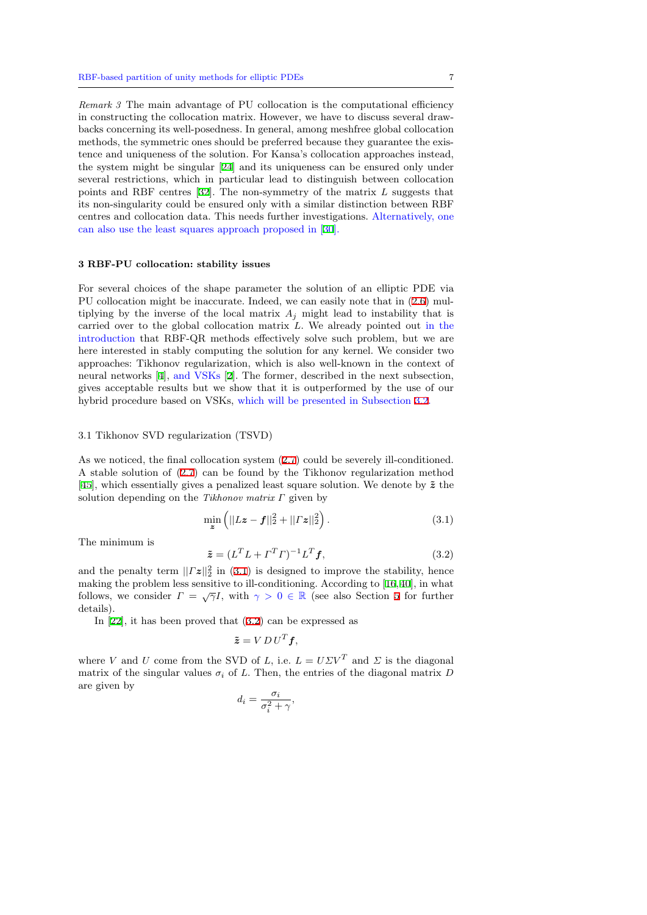*Remark 3* The main advantage of PU collocation is the computational efficiency in constructing the collocation matrix. However, we have to discuss several drawbacks concerning its well-posedness. In general, among meshfree global collocation methods, the symmetric ones should be preferred because they guarantee the existence and uniqueness of the solution. For Kansa's collocation approaches instead, the system might be singular [24] and its uniqueness can be ensured only under several restrictions, which in particular lead to distinguish between collocation points and RBF centres [32]. The non-symmetry of the matrix $L$ suggests that its non-singularity could be ensured only with a similar distinction between RBF centres and collocation data. This needs further investigations. Alternatively, one can also use the least squares approach proposed in [30].

## 3 RBF-PU collocation: stability issues

For several choices of the shape parameter the solution of an elliptic PDE via PU collocation might be inaccurate. Indeed, we can easily note that in (2.6) multiplying by the inverse of the local matrix $A_j$ might lead to instability that is carried over to the global collocation matrix $L$. We already pointed out in the introduction that RBF-QR methods effectively solve such problem, but we are here interested in stably computing the solution for any kernel. We consider two approaches: Tikhonov regularization, which is also well-known in the context of neural networks [4], and VSKs [2]. The former, described in the next subsection, gives acceptable results but we show that it is outperformed by the use of our hybrid procedure based on VSKs, which will be presented in Subsection 3.2.

### 3.1 Tikhonov SVD regularization (TSVD)

As we noticed, the final collocation system (2.7) could be severely ill-conditioned. A stable solution of (2.7) can be found by the Tikhonov regularization method [45], which essentially gives a penalized least square solution. We denote by $\tilde{\boldsymbol{z}}$ the solution depending on the *Tikhonov matrix* $\Gamma$ given by

$$\min_{\boldsymbol{z}} \left( ||L\boldsymbol{z} - \boldsymbol{f}||_2^2 + ||\Gamma \boldsymbol{z}||_2^2 \right). \tag{3.1}$$

The minimum is

$$\tilde{\boldsymbol{z}} = (L^T L + \Gamma^T \Gamma)^{-1} L^T \boldsymbol{f}, \tag{3.2}$$

and the penalty term $||\Gamma \boldsymbol{z}||_2^2$ in (3.1) is designed to improve the stability, hence making the problem less sensitive to ill-conditioning. According to [16,40], in what follows, we consider $\Gamma = \sqrt{\gamma} I$, with $\gamma > 0 \in \mathbb{R}$ (see also Section 5 for further details).

In [22], it has been proved that (3.2) can be expressed as

$$\tilde{\boldsymbol{z}} = V\, D\, U^T \boldsymbol{f},$$

where $V$ and $U$ come from the SVD of $L$, i.e. $L = U \Sigma V^T$ and $\Sigma$ is the diagonal matrix of the singular values $\sigma_i$ of $L$. Then, the entries of the diagonal matrix $D$ are given by

$$d_i = \frac{\sigma_i}{\sigma_i^2 + \gamma},$$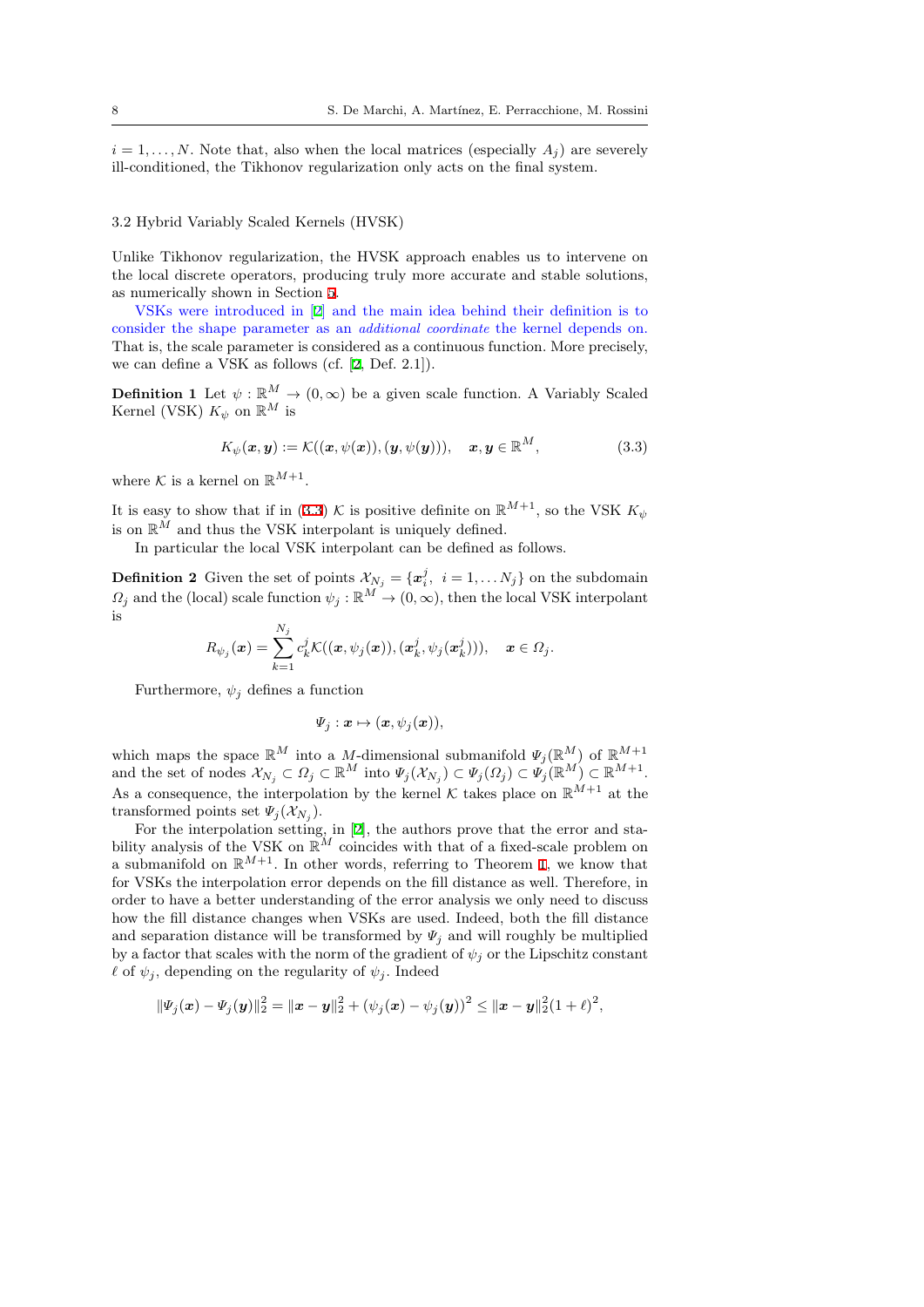$i = 1, \dots, N$. Note that, also when the local matrices (especially $A_j$) are severely ill-conditioned, the Tikhonov regularization only acts on the final system.

### 3.2 Hybrid Variably Scaled Kernels (HVSK)

Unlike Tikhonov regularization, the HVSK approach enables us to intervene on the local discrete operators, producing truly more accurate and stable solutions, as numerically shown in Section 5.

VSKs were introduced in [2] and the main idea behind their definition is to consider the shape parameter as an *additional coordinate* the kernel depends on. That is, the scale parameter is considered as a continuous function. More precisely, we can define a VSK as follows (cf. [2, Def. 2.1]).

**Definition 1** Let $\psi : \mathbb{R}^M \to (0, \infty)$ be a given scale function. A Variably Scaled Kernel (VSK) $K_\psi$ on $\mathbb{R}^M$ is

$$K_\psi(\boldsymbol{x}, \boldsymbol{y}) := \mathcal{K}((\boldsymbol{x}, \psi(\boldsymbol{x})), (\boldsymbol{y}, \psi(\boldsymbol{y}))), \quad \boldsymbol{x}, \boldsymbol{y} \in \mathbb{R}^M, \tag{3.3}$$

where $\mathcal{K}$ is a kernel on $\mathbb{R}^{M+1}$.

It is easy to show that if in (3.3) $\mathcal{K}$ is positive definite on $\mathbb{R}^{M+1}$, so the VSK $K_\psi$ is on $\mathbb{R}^M$ and thus the VSK interpolant is uniquely defined.

In particular the local VSK interpolant can be defined as follows.

**Definition 2** Given the set of points $\mathcal{X}_{N_j} = \{\boldsymbol{x}_i^j, \ i = 1, \dots N_j\}$ on the subdomain $\Omega_j$ and the (local) scale function $\psi_j : \mathbb{R}^M \to (0, \infty)$, then the local VSK interpolant is

$$R_{\psi_j}(\boldsymbol{x}) = \sum_{k=1}^{N_j} c_k^j \mathcal{K}((\boldsymbol{x}, \psi_j(\boldsymbol{x})), (\boldsymbol{x}_k^j, \psi_j(\boldsymbol{x}_k^j))), \quad \boldsymbol{x} \in \Omega_j.$$

Furthermore, $\psi_j$ defines a function

$$\Psi_j : \boldsymbol{x} \mapsto (\boldsymbol{x}, \psi_j(\boldsymbol{x})),$$

which maps the space $\mathbb{R}^M$ into a $M$-dimensional submanifold $\Psi_j(\mathbb{R}^M)$ of $\mathbb{R}^{M+1}$ and the set of nodes $\mathcal{X}_{N_j} \subset \Omega_j \subset \mathbb{R}^M$ into $\Psi_j(\mathcal{X}_{N_j}) \subset \Psi_j(\Omega_j) \subset \Psi_j(\mathbb{R}^M) \subset \mathbb{R}^{M+1}$. As a consequence, the interpolation by the kernel $\mathcal{K}$ takes place on $\mathbb{R}^{M+1}$ at the transformed points set $\Psi_j(\mathcal{X}_{N_j})$.

For the interpolation setting, in [2], the authors prove that the error and stability analysis of the VSK on $\mathbb{R}^M$ coincides with that of a fixed-scale problem on a submanifold on $\mathbb{R}^{M+1}$. In other words, referring to Theorem 1, we know that for VSKs the interpolation error depends on the fill distance as well. Therefore, in order to have a better understanding of the error analysis we only need to discuss how the fill distance changes when VSKs are used. Indeed, both the fill distance and separation distance will be transformed by $\Psi_j$ and will roughly be multiplied by a factor that scales with the norm of the gradient of $\psi_j$ or the Lipschitz constant $\ell$ of $\psi_j$, depending on the regularity of $\psi_j$. Indeed

$$\|\Psi_j(\boldsymbol{x}) - \Psi_j(\boldsymbol{y})\|_2^2 = \|\boldsymbol{x} - \boldsymbol{y}\|_2^2 + (\psi_j(\boldsymbol{x}) - \psi_j(\boldsymbol{y}))^2 \le \|\boldsymbol{x} - \boldsymbol{y}\|_2^2 (1 + \ell)^2,$$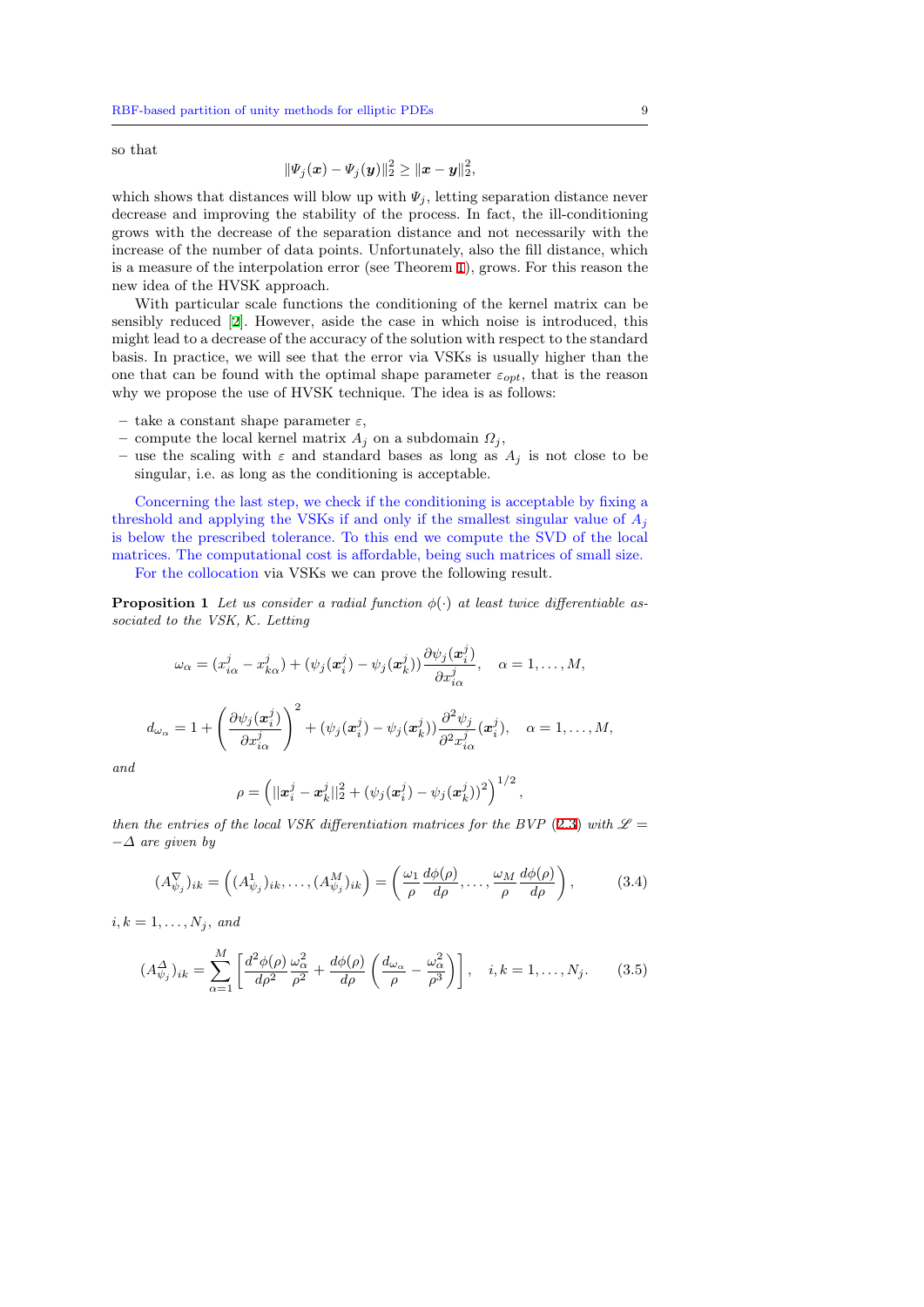so that

$$\|\Psi_j(\boldsymbol{x}) - \Psi_j(\boldsymbol{y})\|_2^2 \geq \|\boldsymbol{x} - \boldsymbol{y}\|_2^2,$$

which shows that distances will blow up with $\Psi_j$, letting separation distance never decrease and improving the stability of the process. In fact, the ill-conditioning grows with the decrease of the separation distance and not necessarily with the increase of the number of data points. Unfortunately, also the fill distance, which is a measure of the interpolation error (see Theorem 1), grows. For this reason the new idea of the HVSK approach.

With particular scale functions the conditioning of the kernel matrix can be sensibly reduced [2]. However, aside the case in which noise is introduced, this might lead to a decrease of the accuracy of the solution with respect to the standard basis. In practice, we will see that the error via VSKs is usually higher than the one that can be found with the optimal shape parameter $\varepsilon_{opt}$, that is the reason why we propose the use of HVSK technique. The idea is as follows:

- take a constant shape parameter $\varepsilon$,
- compute the local kernel matrix $A_j$ on a subdomain $\Omega_j$,
- use the scaling with $\varepsilon$ and standard bases as long as $A_j$ is not close to be singular, i.e. as long as the conditioning is acceptable.

Concerning the last step, we check if the conditioning is acceptable by fixing a threshold and applying the VSKs if and only if the smallest singular value of $A_j$ is below the prescribed tolerance. To this end we compute the SVD of the local matrices. The computational cost is affordable, being such matrices of small size.

For the collocation via VSKs we can prove the following result.

**Proposition 1** *Let us consider a radial function $\phi(\cdot)$ at least twice differentiable associated to the VSK, $\mathcal{K}$. Letting*

$$\omega_\alpha = (x_{i\alpha}^j - x_{k\alpha}^j) + (\psi_j(\boldsymbol{x}_i^j) - \psi_j(\boldsymbol{x}_k^j)) \frac{\partial \psi_j(\boldsymbol{x}_i^j)}{\partial x_{i\alpha}^j}, \quad \alpha = 1, \ldots, M,$$

$$d_{\omega_\alpha} = 1 + \left( \frac{\partial \psi_j(\boldsymbol{x}_i^j)}{\partial x_{i\alpha}^j} \right)^2 + (\psi_j(\boldsymbol{x}_i^j) - \psi_j(\boldsymbol{x}_k^j)) \frac{\partial^2 \psi_j}{\partial^2 x_{i\alpha}^j}(\boldsymbol{x}_i^j), \quad \alpha = 1, \ldots, M,$$

*and*

$$\rho = \left( ||\boldsymbol{x}_i^j - \boldsymbol{x}_k^j||_2^2 + (\psi_j(\boldsymbol{x}_i^j) - \psi_j(\boldsymbol{x}_k^j))^2 \right)^{1/2},$$

*then the entries of the local VSK differentiation matrices for the BVP (2.3) with $\mathscr{L} = -\Delta$ are given by*

$$(A_{\psi_j}^{\nabla})_{ik} = \left( (A_{\psi_j}^1)_{ik}, \ldots, (A_{\psi_j}^M)_{ik} \right) = \left( \frac{\omega_1}{\rho} \frac{d\phi(\rho)}{d\rho}, \ldots, \frac{\omega_M}{\rho} \frac{d\phi(\rho)}{d\rho} \right), \tag{3.4}$$

*$i, k = 1, \ldots, N_j$, and*

$$(A_{\psi_j}^{\Delta})_{ik} = \sum_{\alpha=1}^{M} \left[ \frac{d^2\phi(\rho)}{d\rho^2} \frac{\omega_\alpha^2}{\rho^2} + \frac{d\phi(\rho)}{d\rho} \left( \frac{d_{\omega_\alpha}}{\rho} - \frac{\omega_\alpha^2}{\rho^3} \right) \right], \quad i, k = 1, \ldots, N_j. \tag{3.5}$$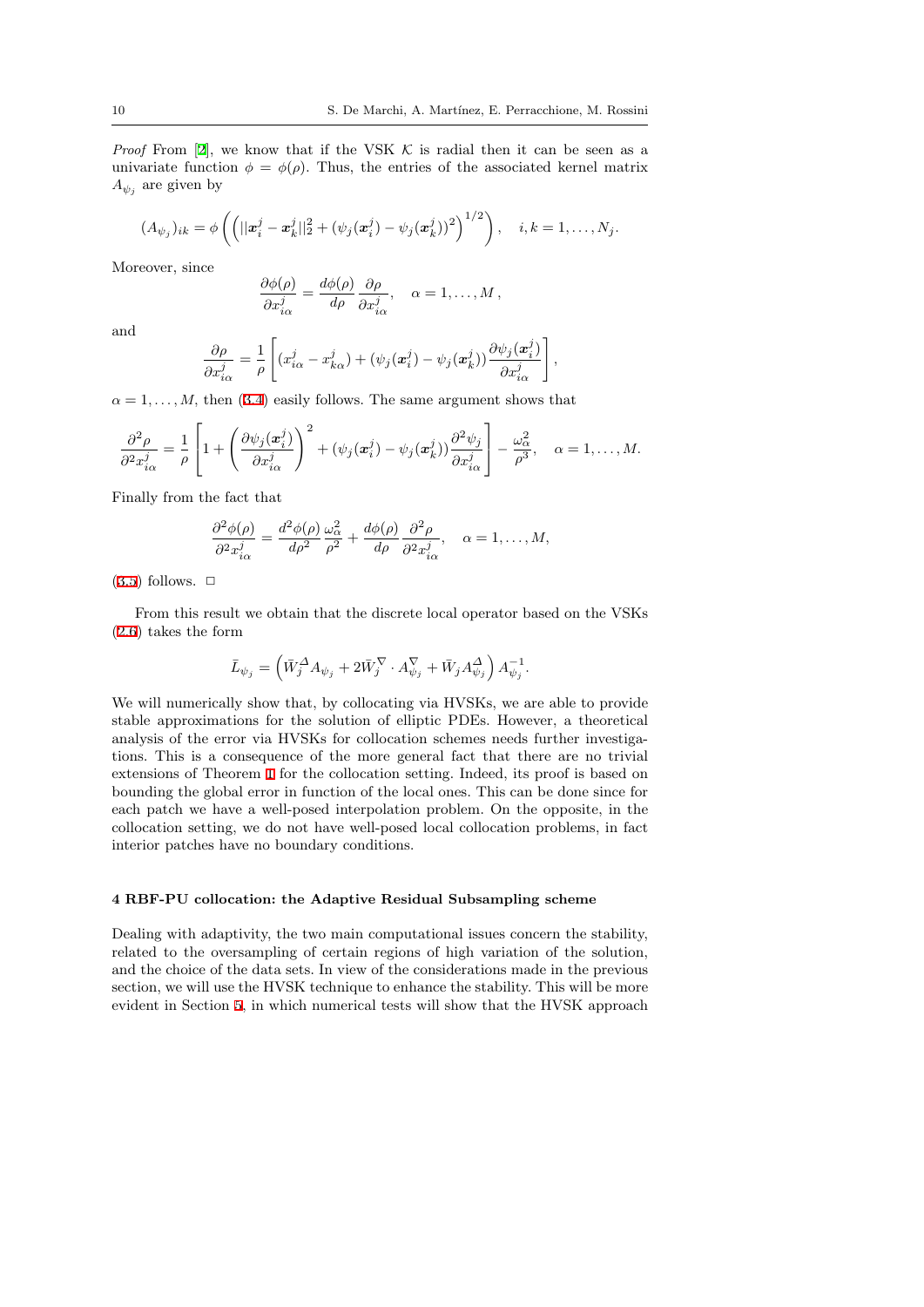*Proof* From [2], we know that if the VSK $\mathcal{K}$ is radial then it can be seen as a univariate function $\phi = \phi(\rho)$. Thus, the entries of the associated kernel matrix $A_{\psi_j}$ are given by

$$(A_{\psi_j})_{ik} = \phi\left(\left(||\boldsymbol{x}_i^j - \boldsymbol{x}_k^j||_2^2 + (\psi_j(\boldsymbol{x}_i^j) - \psi_j(\boldsymbol{x}_k^j))^2\right)^{1/2}\right), \quad i, k = 1, \ldots, N_j.$$

Moreover, since

$$\frac{\partial \phi(\rho)}{\partial x_{i\alpha}^j} = \frac{d\phi(\rho)}{d\rho} \frac{\partial \rho}{\partial x_{i\alpha}^j}, \quad \alpha = 1, \ldots, M\,,$$

and

$$\frac{\partial \rho}{\partial x_{i\alpha}^j} = \frac{1}{\rho}\left[(x_{i\alpha}^j - x_{k\alpha}^j) + (\psi_j(\boldsymbol{x}_i^j) - \psi_j(\boldsymbol{x}_k^j))\frac{\partial \psi_j(\boldsymbol{x}_i^j)}{\partial x_{i\alpha}^j}\right],$$

$\alpha = 1, \ldots, M$, then (3.4) easily follows. The same argument shows that

$$\frac{\partial^2 \rho}{\partial^2 x_{i\alpha}^j} = \frac{1}{\rho}\left[1 + \left(\frac{\partial \psi_j(\boldsymbol{x}_i^j)}{\partial x_{i\alpha}^j}\right)^2 + (\psi_j(\boldsymbol{x}_i^j) - \psi_j(\boldsymbol{x}_k^j))\frac{\partial^2 \psi_j}{\partial x_{i\alpha}^j}\right] - \frac{\omega_\alpha^2}{\rho^3}, \quad \alpha = 1, \ldots, M.$$

Finally from the fact that

$$\frac{\partial^2 \phi(\rho)}{\partial^2 x_{i\alpha}^j} = \frac{d^2\phi(\rho)}{d\rho^2}\frac{\omega_\alpha^2}{\rho^2} + \frac{d\phi(\rho)}{d\rho}\frac{\partial^2 \rho}{\partial^2 x_{i\alpha}^j}, \quad \alpha = 1, \ldots, M,$$

(3.5) follows. $\square$

From this result we obtain that the discrete local operator based on the VSKs (2.6) takes the form

$$\bar{L}_{\psi_j} = \left(\bar{W}_j^{\Delta} A_{\psi_j} + 2\bar{W}_j^{\nabla} \cdot A_{\psi_j}^{\nabla} + \bar{W}_j A_{\psi_j}^{\Delta}\right) A_{\psi_j}^{-1}.$$

We will numerically show that, by collocating via HVSKs, we are able to provide stable approximations for the solution of elliptic PDEs. However, a theoretical analysis of the error via HVSKs for collocation schemes needs further investigations. This is a consequence of the more general fact that there are no trivial extensions of Theorem 1 for the collocation setting. Indeed, its proof is based on bounding the global error in function of the local ones. This can be done since for each patch we have a well-posed interpolation problem. On the opposite, in the collocation setting, we do not have well-posed local collocation problems, in fact interior patches have no boundary conditions.

## 4 RBF-PU collocation: the Adaptive Residual Subsampling scheme

Dealing with adaptivity, the two main computational issues concern the stability, related to the oversampling of certain regions of high variation of the solution, and the choice of the data sets. In view of the considerations made in the previous section, we will use the HVSK technique to enhance the stability. This will be more evident in Section 5, in which numerical tests will show that the HVSK approach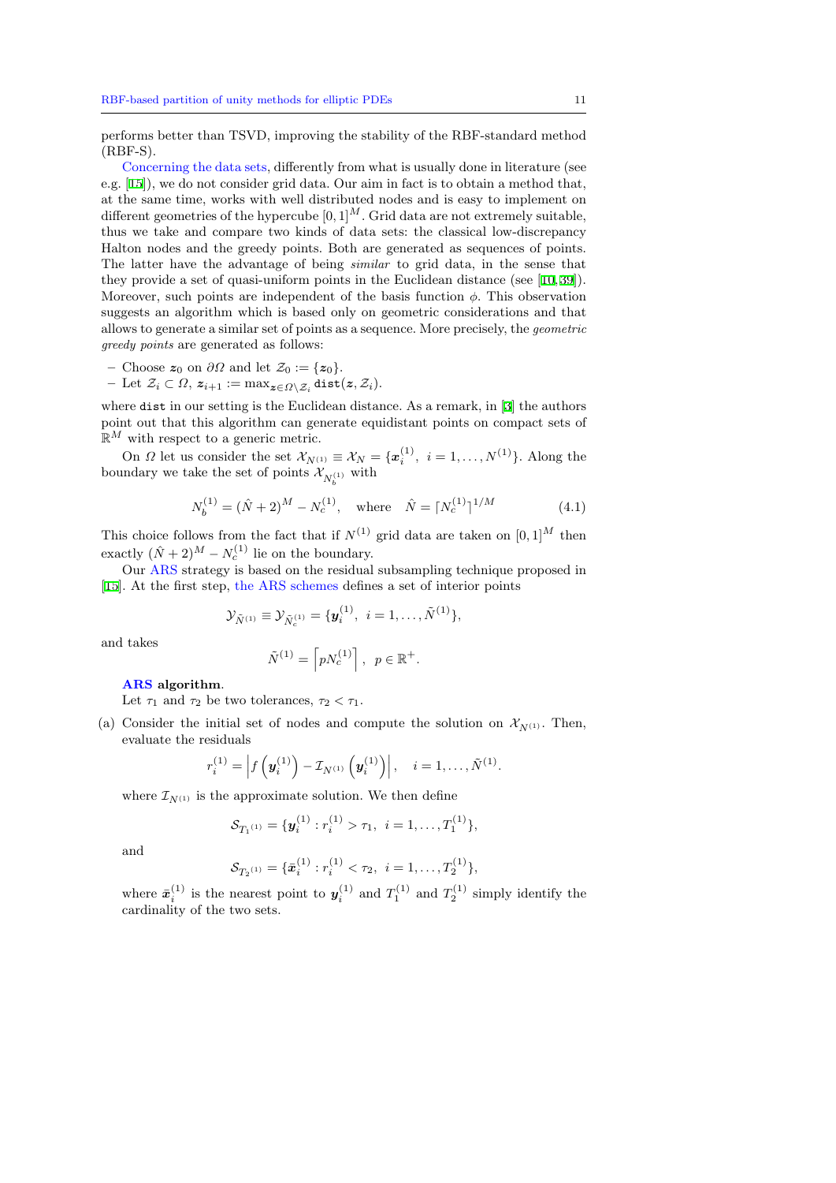performs better than TSVD, improving the stability of the RBF-standard method (RBF-S).

Concerning the data sets, differently from what is usually done in literature (see e.g. [15]), we do not consider grid data. Our aim in fact is to obtain a method that, at the same time, works with well distributed nodes and is easy to implement on different geometries of the hypercube $[0,1]^M$. Grid data are not extremely suitable, thus we take and compare two kinds of data sets: the classical low-discrepancy Halton nodes and the greedy points. Both are generated as sequences of points. The latter have the advantage of being *similar* to grid data, in the sense that they provide a set of quasi-uniform points in the Euclidean distance (see [10,39]). Moreover, such points are independent of the basis function $\phi$. This observation suggests an algorithm which is based only on geometric considerations and that allows to generate a similar set of points as a sequence. More precisely, the *geometric greedy points* are generated as follows:

– Choose $\boldsymbol{z}_0$ on $\partial\Omega$ and let $\mathcal{Z}_0 := \{\boldsymbol{z}_0\}$.
– Let $\mathcal{Z}_i \subset \Omega$, $\boldsymbol{z}_{i+1} := \max_{\boldsymbol{z} \in \Omega \setminus \mathcal{Z}_i} \texttt{dist}(\boldsymbol{z}, \mathcal{Z}_i)$.

where $\texttt{dist}$ in our setting is the Euclidean distance. As a remark, in [3] the authors point out that this algorithm can generate equidistant points on compact sets of $\mathbb{R}^M$ with respect to a generic metric.

On $\Omega$ let us consider the set $\mathcal{X}_{N^{(1)}} \equiv \mathcal{X}_N = \{\boldsymbol{x}_i^{(1)},\ i=1,\ldots,N^{(1)}\}$. Along the boundary we take the set of points $\mathcal{X}_{N_b^{(1)}}$ with

$$N_b^{(1)} = (\hat{N}+2)^M - N_c^{(1)}, \quad \text{where} \quad \hat{N} = \lceil N_c^{(1)} \rceil^{1/M} \tag{4.1}$$

This choice follows from the fact that if $N^{(1)}$ grid data are taken on $[0,1]^M$ then exactly $(\hat{N}+2)^M - N_c^{(1)}$ lie on the boundary.

Our ARS strategy is based on the residual subsampling technique proposed in [15]. At the first step, the ARS schemes defines a set of interior points

$$\mathcal{Y}_{\tilde{N}^{(1)}} \equiv \mathcal{Y}_{\tilde{N}_c^{(1)}} = \{\boldsymbol{y}_i^{(1)},\ i=1,\ldots,\tilde{N}^{(1)}\},$$

and takes

$$\tilde{N}^{(1)} = \left\lceil p N_c^{(1)} \right\rceil, \ \ p \in \mathbb{R}^+.$$

**ARS algorithm**.
Let $\tau_1$ and $\tau_2$ be two tolerances, $\tau_2 < \tau_1$.

(a) Consider the initial set of nodes and compute the solution on $\mathcal{X}_{N^{(1)}}$. Then, evaluate the residuals

$$r_i^{(1)} = \left| f\left(\boldsymbol{y}_i^{(1)}\right) - \mathcal{I}_{N^{(1)}}\left(\boldsymbol{y}_i^{(1)}\right) \right|, \quad i=1,\ldots,\tilde{N}^{(1)}.$$

where $\mathcal{I}_{N^{(1)}}$ is the approximate solution. We then define

$$\mathcal{S}_{T_1{}^{(1)}} = \{\boldsymbol{y}_i^{(1)} : r_i^{(1)} > \tau_1,\ i=1,\ldots,T_1^{(1)}\},$$

and

$$\mathcal{S}_{T_2{}^{(1)}} = \{\bar{\boldsymbol{x}}_i^{(1)} : r_i^{(1)} < \tau_2,\ i=1,\ldots,T_2^{(1)}\},$$

where $\bar{\boldsymbol{x}}_i^{(1)}$ is the nearest point to $\boldsymbol{y}_i^{(1)}$ and $T_1^{(1)}$ and $T_2^{(1)}$ simply identify the cardinality of the two sets.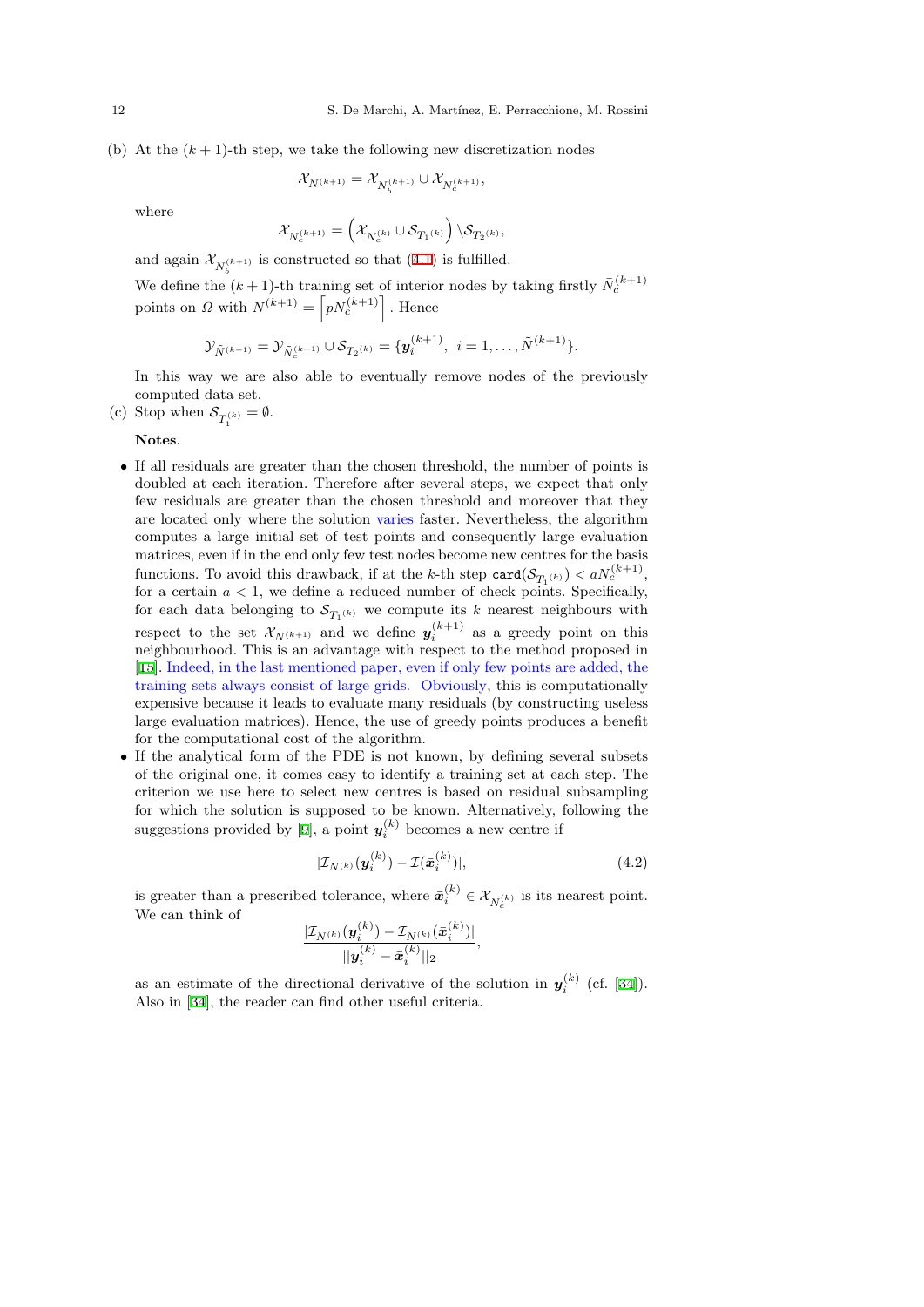(b) At the $(k+1)$-th step, we take the following new discretization nodes

$$\mathcal{X}_{N^{(k+1)}} = \mathcal{X}_{N_b^{(k+1)}} \cup \mathcal{X}_{N_c^{(k+1)}},$$

where

$$\mathcal{X}_{N_c^{(k+1)}} = \left( \mathcal{X}_{N_c^{(k)}} \cup \mathcal{S}_{T_1^{(k)}} \right) \backslash \mathcal{S}_{T_2^{(k)}},$$

and again $\mathcal{X}_{N_b^{(k+1)}}$ is constructed so that (4.1) is fulfilled.

We define the $(k+1)$-th training set of interior nodes by taking firstly $\bar{N}_c^{(k+1)}$ points on $\Omega$ with $\bar{N}^{(k+1)} = \left\lceil p N_c^{(k+1)} \right\rceil$. Hence

$$\mathcal{Y}_{\tilde{N}^{(k+1)}} = \mathcal{Y}_{\bar{N}_c^{(k+1)}} \cup \mathcal{S}_{T_2^{(k)}} = \{\boldsymbol{y}_i^{(k+1)}, \; i = 1, \ldots, \tilde{N}^{(k+1)}\}.$$

In this way we are also able to eventually remove nodes of the previously computed data set.

(c) Stop when $\mathcal{S}_{T_1^{(k)}} = \emptyset$.

**Notes**.

- If all residuals are greater than the chosen threshold, the number of points is doubled at each iteration. Therefore after several steps, we expect that only few residuals are greater than the chosen threshold and moreover that they are located only where the solution varies faster. Nevertheless, the algorithm computes a large initial set of test points and consequently large evaluation matrices, even if in the end only few test nodes become new centres for the basis functions. To avoid this drawback, if at the $k$-th step $\texttt{card}(\mathcal{S}_{T_1^{(k)}}) < a N_c^{(k+1)}$, for a certain $a < 1$, we define a reduced number of check points. Specifically, for each data belonging to $\mathcal{S}_{T_1^{(k)}}$ we compute its $k$ nearest neighbours with respect to the set $\mathcal{X}_{N^{(k+1)}}$ and we define $\boldsymbol{y}_i^{(k+1)}$ as a greedy point on this neighbourhood. This is an advantage with respect to the method proposed in [15]. Indeed, in the last mentioned paper, even if only few points are added, the training sets always consist of large grids. Obviously, this is computationally expensive because it leads to evaluate many residuals (by constructing useless large evaluation matrices). Hence, the use of greedy points produces a benefit for the computational cost of the algorithm.
- If the analytical form of the PDE is not known, by defining several subsets of the original one, it comes easy to identify a training set at each step. The criterion we use here to select new centres is based on residual subsampling for which the solution is supposed to be known. Alternatively, following the suggestions provided by [9], a point $\boldsymbol{y}_i^{(k)}$ becomes a new centre if

$$|\mathcal{I}_{N^{(k)}}(\boldsymbol{y}_i^{(k)}) - \mathcal{I}(\bar{\boldsymbol{x}}_i^{(k)})|, \tag{4.2}$$

is greater than a prescribed tolerance, where $\bar{\boldsymbol{x}}_i^{(k)} \in \mathcal{X}_{N_c^{(k)}}$ is its nearest point. We can think of

$$\frac{|\mathcal{I}_{N^{(k)}}(\boldsymbol{y}_i^{(k)}) - \mathcal{I}_{N^{(k)}}(\bar{\boldsymbol{x}}_i^{(k)})|}{||\boldsymbol{y}_i^{(k)} - \bar{\boldsymbol{x}}_i^{(k)}||_2},$$

as an estimate of the directional derivative of the solution in $\boldsymbol{y}_i^{(k)}$ (cf. [34]). Also in [34], the reader can find other useful criteria.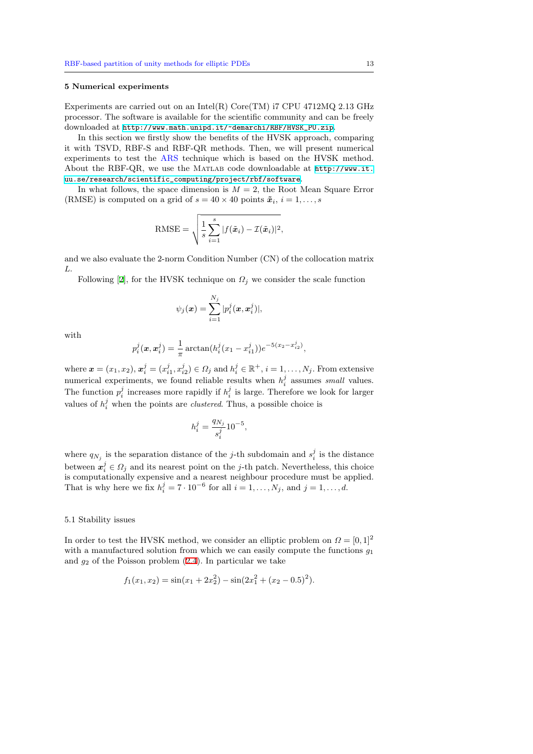## 5 Numerical experiments

Experiments are carried out on an Intel(R) Core(TM) i7 CPU 4712MQ 2.13 GHz processor. The software is available for the scientific community and can be freely downloaded at http://www.math.unipd.it/~demarchi/RBF/HVSK_PU.zip.

In this section we firstly show the benefits of the HVSK approach, comparing it with TSVD, RBF-S and RBF-QR methods. Then, we will present numerical experiments to test the ARS technique which is based on the HVSK method. About the RBF-QR, we use the MATLAB code downloadable at http://www.it.uu.se/research/scientific_computing/project/rbf/software.

In what follows, the space dimension is $M = 2$, the Root Mean Square Error (RMSE) is computed on a grid of $s = 40 \times 40$ points $\tilde{\boldsymbol{x}}_i$, $i = 1, \dots, s$

$$\text{RMSE} = \sqrt{\frac{1}{s} \sum_{i=1}^{s} |f(\tilde{\boldsymbol{x}}_i) - \mathcal{I}(\tilde{\boldsymbol{x}}_i)|^2},$$

and we also evaluate the 2-norm Condition Number (CN) of the collocation matrix $L$.

Following [2], for the HVSK technique on $\Omega_j$ we consider the scale function

$$\psi_j(\boldsymbol{x}) = \sum_{i=1}^{N_j} |p_i^j(\boldsymbol{x}, \boldsymbol{x}_i^j)|,$$

with

$$p_i^j(\boldsymbol{x}, \boldsymbol{x}_i^j) = \frac{1}{\pi} \arctan(h_i^j(x_1 - x_{i1}^j)) e^{-5(x_2 - x_{i2}^j)},$$

where $\boldsymbol{x} = (x_1, x_2)$, $\boldsymbol{x}_i^j = (x_{i1}^j, x_{i2}^j) \in \Omega_j$ and $h_i^j \in \mathbb{R}^+$, $i = 1, \dots, N_j$. From extensive numerical experiments, we found reliable results when $h_i^j$ assumes *small* values. The function $p_i^j$ increases more rapidly if $h_i^j$ is large. Therefore we look for larger values of $h_i^j$ when the points are *clustered*. Thus, a possible choice is

$$h_i^j = \frac{q_{N_j}}{s_i^j} 10^{-5},$$

where $q_{N_j}$ is the separation distance of the $j$-th subdomain and $s_i^j$ is the distance between $\boldsymbol{x}_i^j \in \Omega_j$ and its nearest point on the $j$-th patch. Nevertheless, this choice is computationally expensive and a nearest neighbour procedure must be applied. That is why here we fix $h_i^j = 7 \cdot 10^{-6}$ for all $i = 1, \dots, N_j$, and $j = 1, \dots, d$.

### 5.1 Stability issues

In order to test the HVSK method, we consider an elliptic problem on $\Omega = [0, 1]^2$ with a manufactured solution from which we can easily compute the functions $g_1$ and $g_2$ of the Poisson problem (2.4). In particular we take

$$f_1(x_1, x_2) = \sin(x_1 + 2x_2^2) - \sin(2x_1^2 + (x_2 - 0.5)^2).$$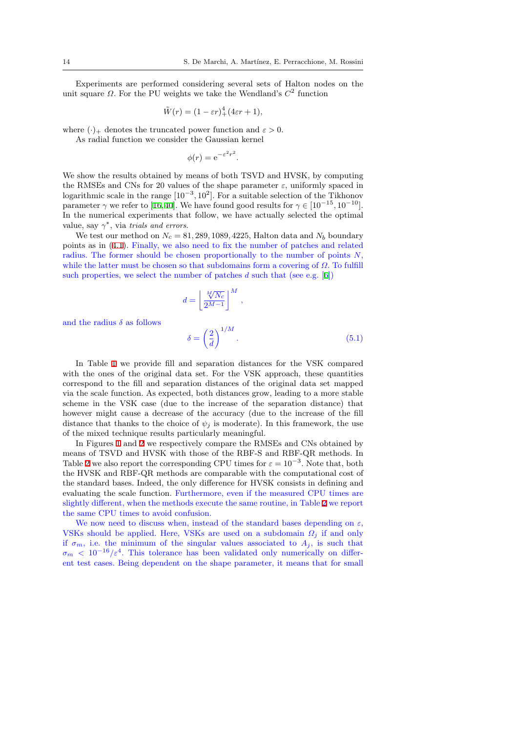Experiments are performed considering several sets of Halton nodes on the unit square $\Omega$. For the PU weights we take the Wendland's $C^2$ function

$$\tilde{W}(r) = (1 - \varepsilon r)_+^4 (4\varepsilon r + 1),$$

where $(\cdot)_+$ denotes the truncated power function and $\varepsilon > 0$.

As radial function we consider the Gaussian kernel

$$\phi(r) = \mathrm{e}^{-\varepsilon^2 r^2}.$$

We show the results obtained by means of both TSVD and HVSK, by computing the RMSEs and CNs for 20 values of the shape parameter $\varepsilon$, uniformly spaced in logarithmic scale in the range $[10^{-3}, 10^2]$. For a suitable selection of the Tikhonov parameter $\gamma$ we refer to [16,40]. We have found good results for $\gamma \in [10^{-15}, 10^{-10}]$. In the numerical experiments that follow, we have actually selected the optimal value, say $\gamma^*$, via *trials and errors*.

We test our method on $N_c = 81, 289, 1089, 4225$, Halton data and $N_b$ boundary points as in (4.1). Finally, we also need to fix the number of patches and related radius. The former should be chosen proportionally to the number of points $N$, while the latter must be chosen so that subdomains form a covering of $\Omega$. To fulfill such properties, we select the number of patches $d$ such that (see e.g. [6])

$$d = \left\lfloor \frac{\sqrt[M]{N_c}}{2^{M-1}} \right\rfloor^M,$$

and the radius $\delta$ as follows

$$\delta = \left(\frac{2}{d}\right)^{1/M}. \tag{5.1}$$

In Table 1 we provide fill and separation distances for the VSK compared with the ones of the original data set. For the VSK approach, these quantities correspond to the fill and separation distances of the original data set mapped via the scale function. As expected, both distances grow, leading to a more stable scheme in the VSK case (due to the increase of the separation distance) that however might cause a decrease of the accuracy (due to the increase of the fill distance that thanks to the choice of $\psi_j$ is moderate). In this framework, the use of the mixed technique results particularly meaningful.

In Figures 1 and 2 we respectively compare the RMSEs and CNs obtained by means of TSVD and HVSK with those of the RBF-S and RBF-QR methods. In Table 2 we also report the corresponding CPU times for $\varepsilon = 10^{-3}$. Note that, both the HVSK and RBF-QR methods are comparable with the computational cost of the standard bases. Indeed, the only difference for HVSK consists in defining and evaluating the scale function. Furthermore, even if the measured CPU times are slightly different, when the methods execute the same routine, in Table 2 we report the same CPU times to avoid confusion.

We now need to discuss when, instead of the standard bases depending on $\varepsilon$, VSKs should be applied. Here, VSKs are used on a subdomain $\Omega_j$ if and only if $\sigma_m$, i.e. the minimum of the singular values associated to $A_j$, is such that $\sigma_m < 10^{-16}/\varepsilon^4$. This tolerance has been validated only numerically on different test cases. Being dependent on the shape parameter, it means that for small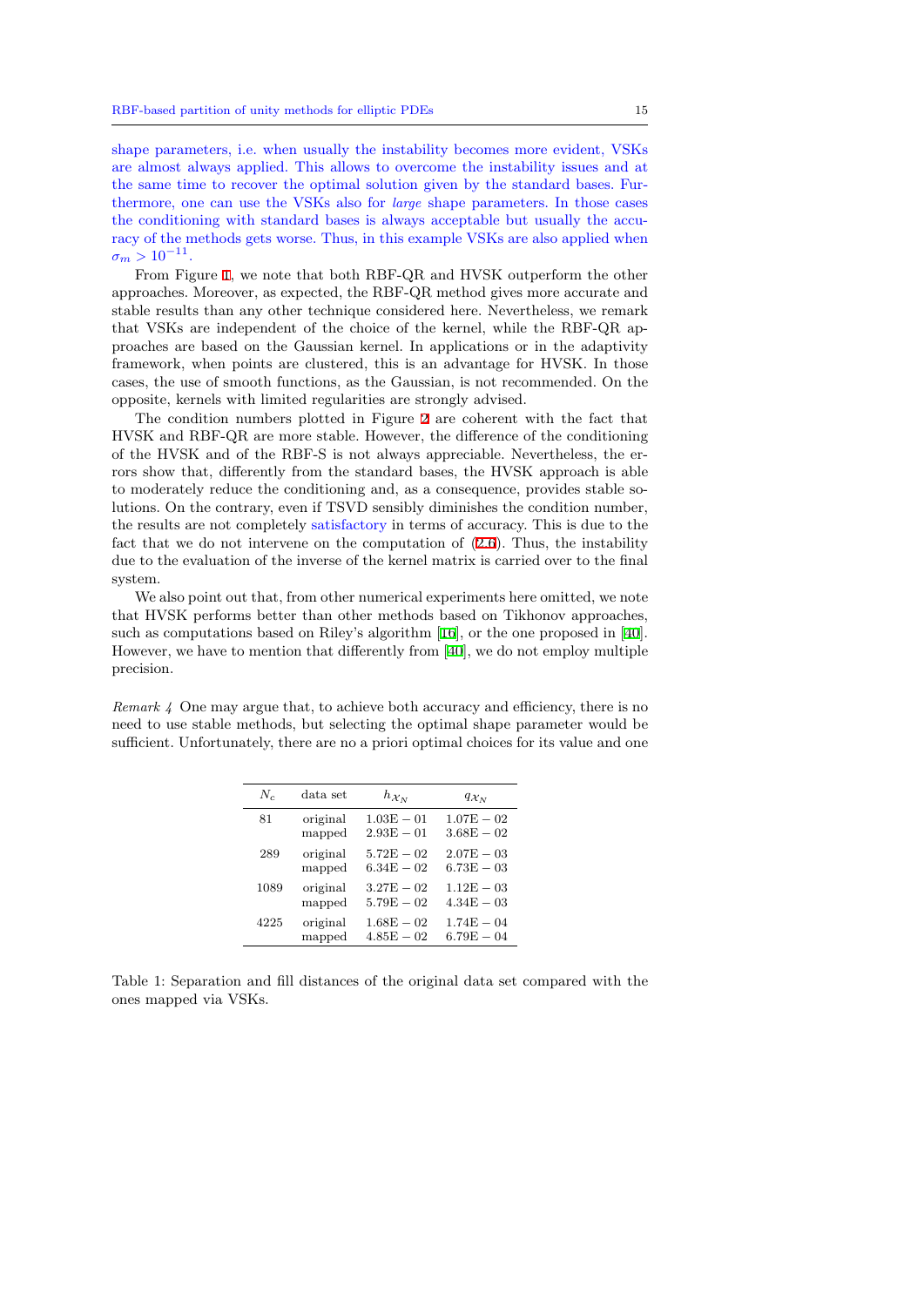shape parameters, i.e. when usually the instability becomes more evident, VSKs are almost always applied. This allows to overcome the instability issues and at the same time to recover the optimal solution given by the standard bases. Furthermore, one can use the VSKs also for *large* shape parameters. In those cases the conditioning with standard bases is always acceptable but usually the accuracy of the methods gets worse. Thus, in this example VSKs are also applied when $\sigma_m > 10^{-11}$.

From Figure 1, we note that both RBF-QR and HVSK outperform the other approaches. Moreover, as expected, the RBF-QR method gives more accurate and stable results than any other technique considered here. Nevertheless, we remark that VSKs are independent of the choice of the kernel, while the RBF-QR approaches are based on the Gaussian kernel. In applications or in the adaptivity framework, when points are clustered, this is an advantage for HVSK. In those cases, the use of smooth functions, as the Gaussian, is not recommended. On the opposite, kernels with limited regularities are strongly advised.

The condition numbers plotted in Figure 2 are coherent with the fact that HVSK and RBF-QR are more stable. However, the difference of the conditioning of the HVSK and of the RBF-S is not always appreciable. Nevertheless, the errors show that, differently from the standard bases, the HVSK approach is able to moderately reduce the conditioning and, as a consequence, provides stable solutions. On the contrary, even if TSVD sensibly diminishes the condition number, the results are not completely satisfactory in terms of accuracy. This is due to the fact that we do not intervene on the computation of (2.6). Thus, the instability due to the evaluation of the inverse of the kernel matrix is carried over to the final system.

We also point out that, from other numerical experiments here omitted, we note that HVSK performs better than other methods based on Tikhonov approaches, such as computations based on Riley's algorithm [16], or the one proposed in [40]. However, we have to mention that differently from [40], we do not employ multiple precision.

*Remark 4* One may argue that, to achieve both accuracy and efficiency, there is no need to use stable methods, but selecting the optimal shape parameter would be sufficient. Unfortunately, there are no a priori optimal choices for its value and one

| $N_c$ | data set | $h_{\mathcal{X}_N}$ | $q_{\mathcal{X}_N}$ |
|---|---|---|---|
| 81 | original | 1.03E − 01 | 1.07E − 02 |
| | mapped | 2.93E − 01 | 3.68E − 02 |
| 289 | original | 5.72E − 02 | 2.07E − 03 |
| | mapped | 6.34E − 02 | 6.73E − 03 |
| 1089 | original | 3.27E − 02 | 1.12E − 03 |
| | mapped | 5.79E − 02 | 4.34E − 03 |
| 4225 | original | 1.68E − 02 | 1.74E − 04 |
| | mapped | 4.85E − 02 | 6.79E − 04 |

Table 1: Separation and fill distances of the original data set compared with the ones mapped via VSKs.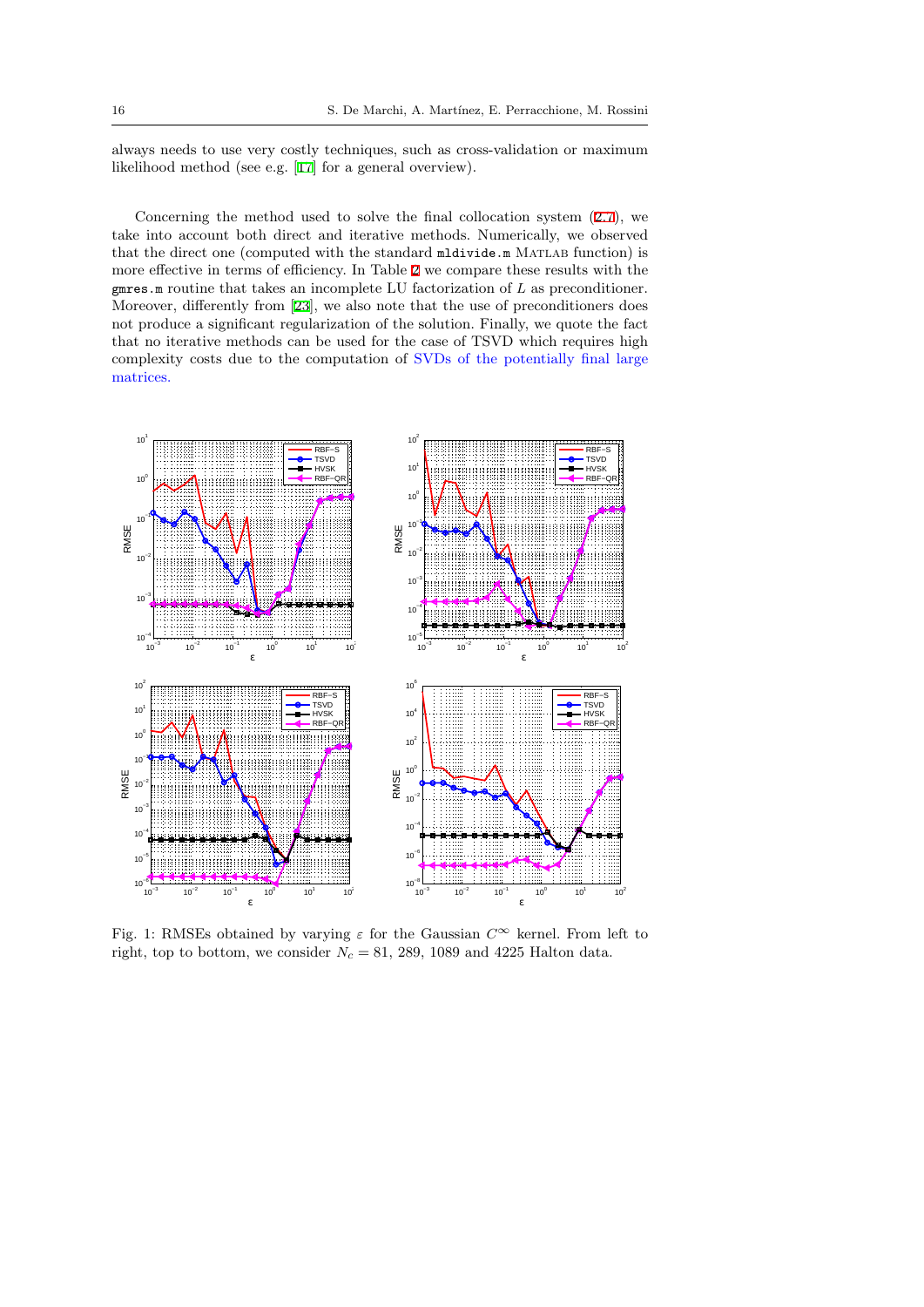always needs to use very costly techniques, such as cross-validation or maximum likelihood method (see e.g. [17] for a general overview).

Concerning the method used to solve the final collocation system (2.7), we take into account both direct and iterative methods. Numerically, we observed that the direct one (computed with the standard `mldivide.m` MATLAB function) is more effective in terms of efficiency. In Table 2 we compare these results with the `gmres.m` routine that takes an incomplete LU factorization of $L$ as preconditioner. Moreover, differently from [23], we also note that the use of preconditioners does not produce a significant regularization of the solution. Finally, we quote the fact that no iterative methods can be used for the case of TSVD which requires high complexity costs due to the computation of SVDs of the potentially final large matrices.

Fig. 1: RMSEs obtained by varying $\varepsilon$ for the Gaussian $C^\infty$ kernel. From left to right, top to bottom, we consider $N_c = 81$, 289, 1089 and 4225 Halton data.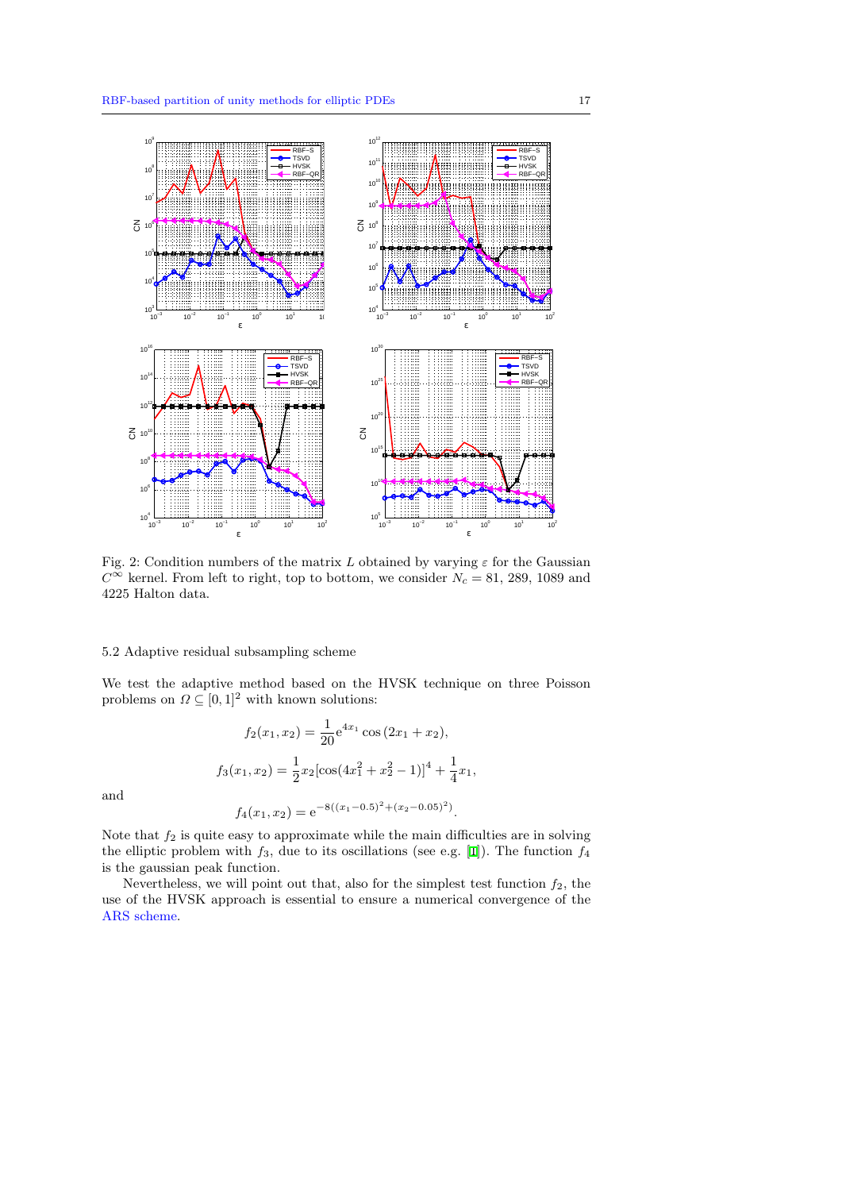Fig. 2: Condition numbers of the matrix $L$ obtained by varying $\varepsilon$ for the Gaussian $C^{\infty}$ kernel. From left to right, top to bottom, we consider $N_c = 81$, 289, 1089 and 4225 Halton data.

### 5.2 Adaptive residual subsampling scheme

We test the adaptive method based on the HVSK technique on three Poisson problems on $\Omega \subseteq [0,1]^2$ with known solutions:

$$f_2(x_1,x_2) = \frac{1}{20}\mathrm{e}^{4x_1}\cos\left(2x_1+x_2\right),$$

$$f_3(x_1,x_2) = \frac{1}{2}x_2[\cos(4x_1^2+x_2^2-1)]^4 + \frac{1}{4}x_1,$$

and

$$f_4(x_1,x_2) = \mathrm{e}^{-8((x_1-0.5)^2+(x_2-0.05)^2)}.$$

Note that $f_2$ is quite easy to approximate while the main difficulties are in solving the elliptic problem with $f_3$, due to its oscillations (see e.g. [1]). The function $f_4$ is the gaussian peak function.

Nevertheless, we will point out that, also for the simplest test function $f_2$, the use of the HVSK approach is essential to ensure a numerical convergence of the ARS scheme.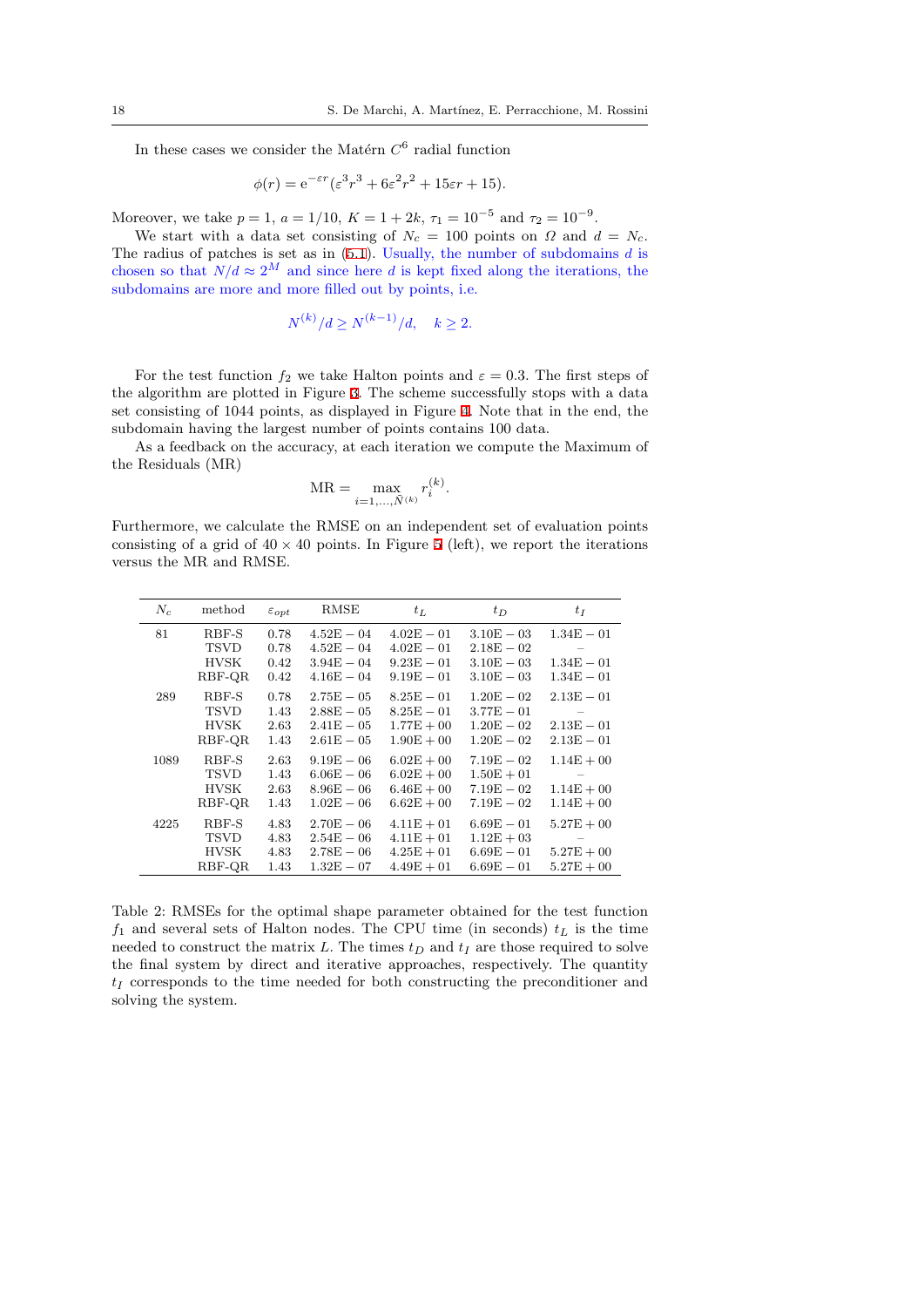In these cases we consider the Matérn $C^6$ radial function

$$\phi(r) = \mathrm{e}^{-\varepsilon r}(\varepsilon^3 r^3 + 6\varepsilon^2 r^2 + 15\varepsilon r + 15).$$

Moreover, we take $p = 1$, $a = 1/10$, $K = 1 + 2k$, $\tau_1 = 10^{-5}$ and $\tau_2 = 10^{-9}$.

We start with a data set consisting of $N_c = 100$ points on $\Omega$ and $d = N_c$. The radius of patches is set as in (5.1). Usually, the number of subdomains $d$ is chosen so that $N/d \approx 2^M$ and since here $d$ is kept fixed along the iterations, the subdomains are more and more filled out by points, i.e.

$$N^{(k)}/d \geq N^{(k-1)}/d, \quad k \geq 2.$$

For the test function $f_2$ we take Halton points and $\varepsilon = 0.3$. The first steps of the algorithm are plotted in Figure 3. The scheme successfully stops with a data set consisting of 1044 points, as displayed in Figure 4. Note that in the end, the subdomain having the largest number of points contains 100 data.

As a feedback on the accuracy, at each iteration we compute the Maximum of the Residuals (MR)

$$\mathrm{MR} = \max_{i=1,\ldots,\bar{N}^{(k)}} r_i^{(k)}.$$

Furthermore, we calculate the RMSE on an independent set of evaluation points consisting of a grid of $40 \times 40$ points. In Figure 5 (left), we report the iterations versus the MR and RMSE.

| $N_c$ | method | $\varepsilon_{opt}$ | RMSE | $t_L$ | $t_D$ | $t_I$ |
|---|---|---|---|---|---|---|
| 81 | RBF-S | 0.78 | 4.52E − 04 | 4.02E − 01 | 3.10E − 03 | 1.34E − 01 |
| | TSVD | 0.78 | 4.52E − 04 | 4.02E − 01 | 2.18E − 02 | – |
| | HVSK | 0.42 | 3.94E − 04 | 9.23E − 01 | 3.10E − 03 | 1.34E − 01 |
| | RBF-QR | 0.42 | 4.16E − 04 | 9.19E − 01 | 3.10E − 03 | 1.34E − 01 |
| 289 | RBF-S | 0.78 | 2.75E − 05 | 8.25E − 01 | 1.20E − 02 | 2.13E − 01 |
| | TSVD | 1.43 | 2.88E − 05 | 8.25E − 01 | 3.77E − 01 | – |
| | HVSK | 2.63 | 2.41E − 05 | 1.77E + 00 | 1.20E − 02 | 2.13E − 01 |
| | RBF-QR | 1.43 | 2.61E − 05 | 1.90E + 00 | 1.20E − 02 | 2.13E − 01 |
| 1089 | RBF-S | 2.63 | 9.19E − 06 | 6.02E + 00 | 7.19E − 02 | 1.14E + 00 |
| | TSVD | 1.43 | 6.06E − 06 | 6.02E + 00 | 1.50E + 01 | – |
| | HVSK | 2.63 | 8.96E − 06 | 6.46E + 00 | 7.19E − 02 | 1.14E + 00 |
| | RBF-QR | 1.43 | 1.02E − 06 | 6.62E + 00 | 7.19E − 02 | 1.14E + 00 |
| 4225 | RBF-S | 4.83 | 2.70E − 06 | 4.11E + 01 | 6.69E − 01 | 5.27E + 00 |
| | TSVD | 4.83 | 2.54E − 06 | 4.11E + 01 | 1.12E + 03 | – |
| | HVSK | 4.83 | 2.78E − 06 | 4.25E + 01 | 6.69E − 01 | 5.27E + 00 |
| | RBF-QR | 1.43 | 1.32E − 07 | 4.49E + 01 | 6.69E − 01 | 5.27E + 00 |

Table 2: RMSEs for the optimal shape parameter obtained for the test function $f_1$ and several sets of Halton nodes. The CPU time (in seconds) $t_L$ is the time needed to construct the matrix $L$. The times $t_D$ and $t_I$ are those required to solve the final system by direct and iterative approaches, respectively. The quantity $t_I$ corresponds to the time needed for both constructing the preconditioner and solving the system.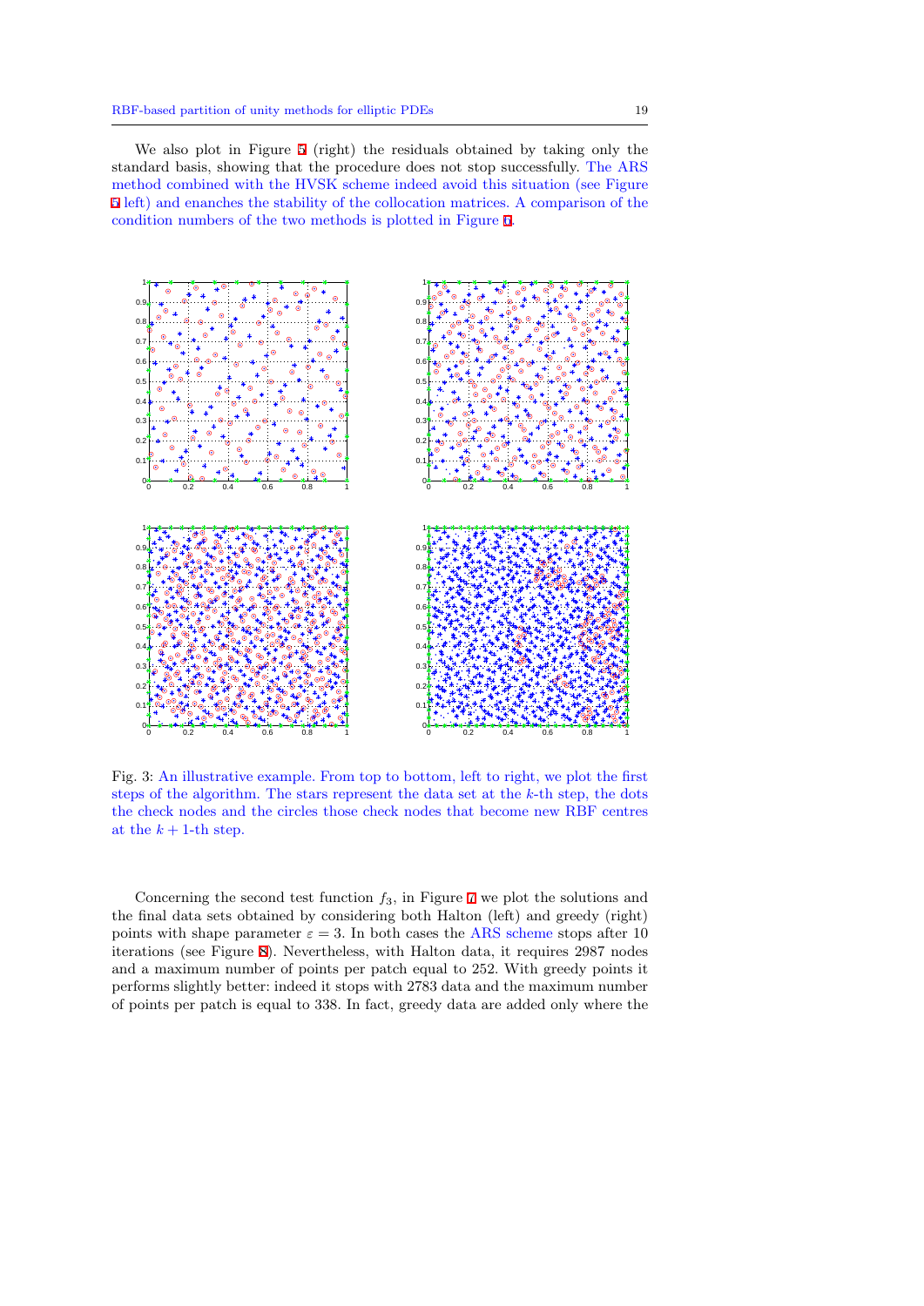We also plot in Figure 5 (right) the residuals obtained by taking only the standard basis, showing that the procedure does not stop successfully. The ARS method combined with the HVSK scheme indeed avoid this situation (see Figure 5 left) and enanches the stability of the collocation matrices. A comparison of the condition numbers of the two methods is plotted in Figure 6.

Fig. 3: An illustrative example. From top to bottom, left to right, we plot the first steps of the algorithm. The stars represent the data set at the $k$-th step, the dots the check nodes and the circles those check nodes that become new RBF centres at the $k+1$-th step.

Concerning the second test function $f_3$, in Figure 7 we plot the solutions and the final data sets obtained by considering both Halton (left) and greedy (right) points with shape parameter $\varepsilon = 3$. In both cases the ARS scheme stops after 10 iterations (see Figure 8). Nevertheless, with Halton data, it requires 2987 nodes and a maximum number of points per patch equal to 252. With greedy points it performs slightly better: indeed it stops with 2783 data and the maximum number of points per patch is equal to 338. In fact, greedy data are added only where the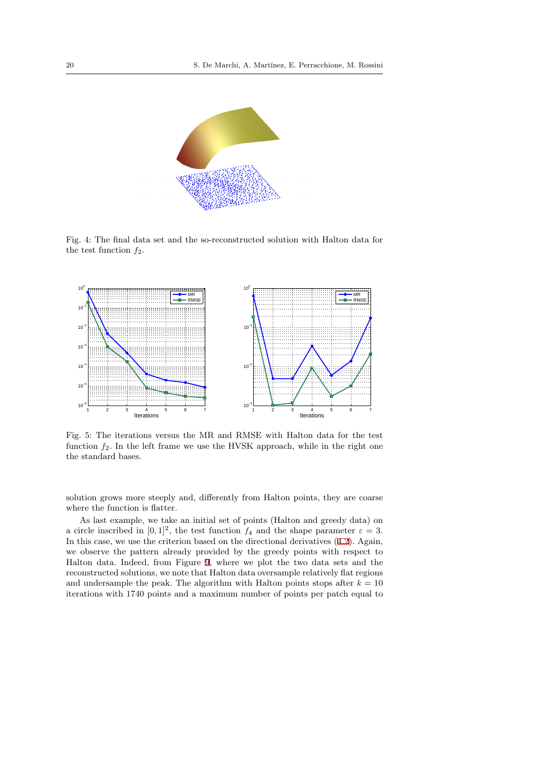Fig. 4: The final data set and the so-reconstructed solution with Halton data for the test function $f_2$.

Fig. 5: The iterations versus the MR and RMSE with Halton data for the test function $f_2$. In the left frame we use the HVSK approach, while in the right one the standard bases.

solution grows more steeply and, differently from Halton points, they are coarse where the function is flatter.

As last example, we take an initial set of points (Halton and greedy data) on a circle inscribed in $[0,1]^2$, the test function $f_4$ and the shape parameter $\varepsilon = 3$. In this case, we use the criterion based on the directional derivatives (4.2). Again, we observe the pattern already provided by the greedy points with respect to Halton data. Indeed, from Figure 9, where we plot the two data sets and the reconstructed solutions, we note that Halton data oversample relatively flat regions and undersample the peak. The algorithm with Halton points stops after $k = 10$ iterations with 1740 points and a maximum number of points per patch equal to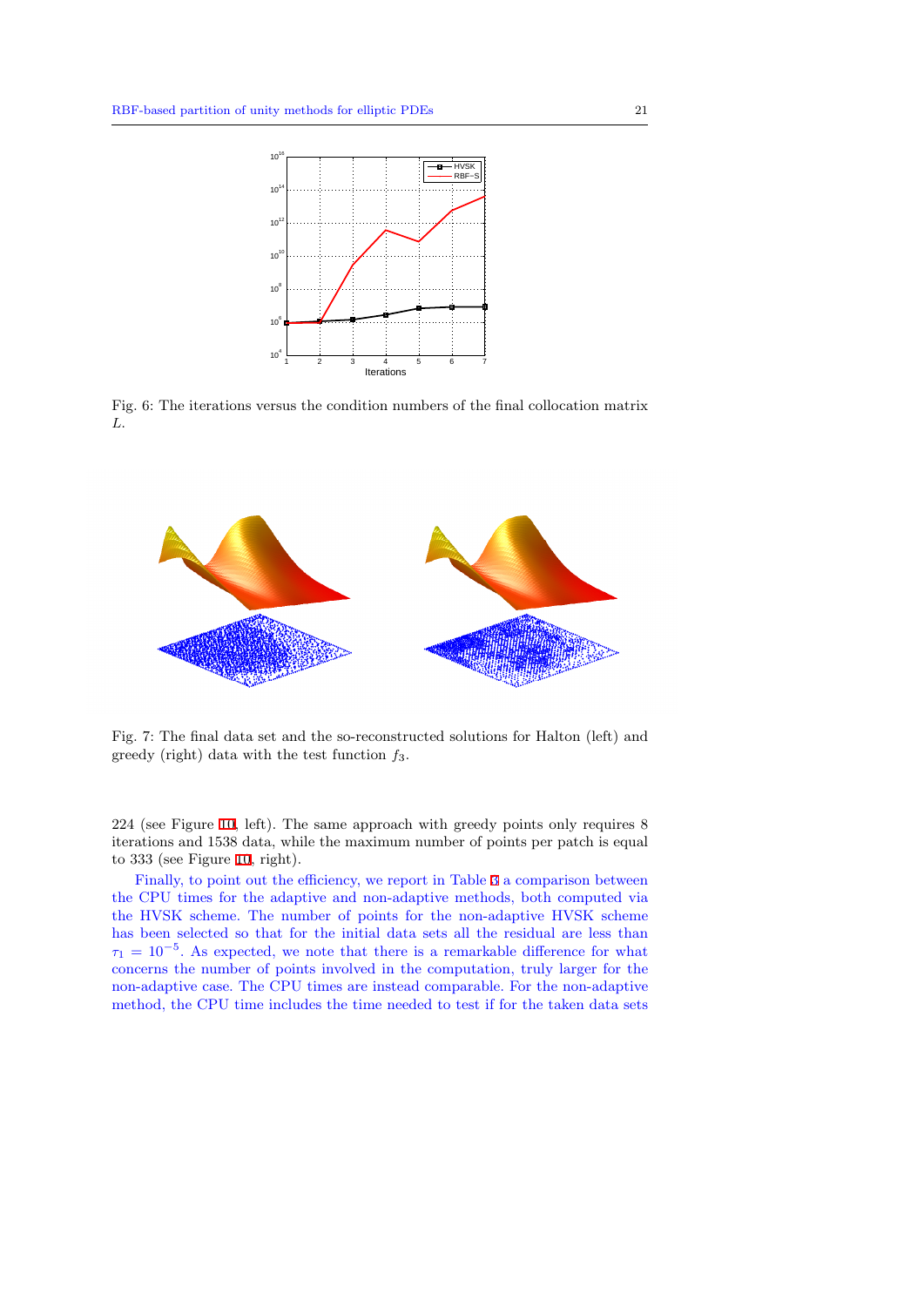Fig. 6: The iterations versus the condition numbers of the final collocation matrix $L$.

Fig. 7: The final data set and the so-reconstructed solutions for Halton (left) and greedy (right) data with the test function $f_3$.

224 (see Figure 10, left). The same approach with greedy points only requires 8 iterations and 1538 data, while the maximum number of points per patch is equal to 333 (see Figure 10, right).

Finally, to point out the efficiency, we report in Table 3 a comparison between the CPU times for the adaptive and non-adaptive methods, both computed via the HVSK scheme. The number of points for the non-adaptive HVSK scheme has been selected so that for the initial data sets all the residual are less than $\tau_1 = 10^{-5}$. As expected, we note that there is a remarkable difference for what concerns the number of points involved in the computation, truly larger for the non-adaptive case. The CPU times are instead comparable. For the non-adaptive method, the CPU time includes the time needed to test if for the taken data sets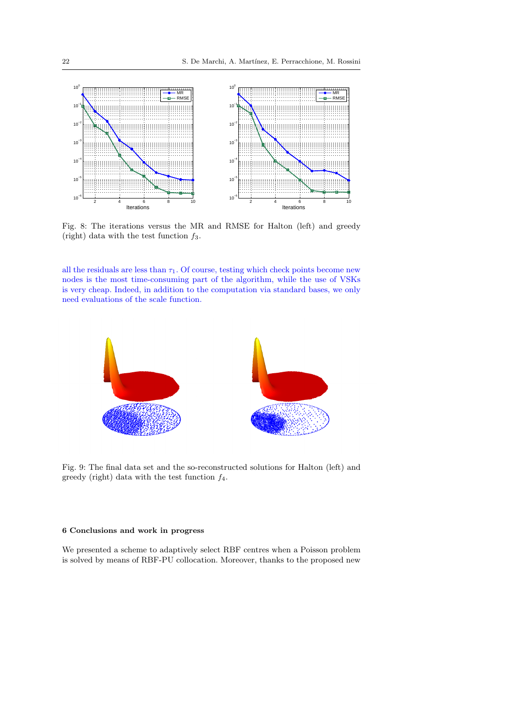Fig. 8: The iterations versus the MR and RMSE for Halton (left) and greedy (right) data with the test function $f_3$.

all the residuals are less than $\tau_1$. Of course, testing which check points become new nodes is the most time-consuming part of the algorithm, while the use of VSKs is very cheap. Indeed, in addition to the computation via standard bases, we only need evaluations of the scale function.

Fig. 9: The final data set and the so-reconstructed solutions for Halton (left) and greedy (right) data with the test function $f_4$.

### 6 Conclusions and work in progress

We presented a scheme to adaptively select RBF centres when a Poisson problem is solved by means of RBF-PU collocation. Moreover, thanks to the proposed new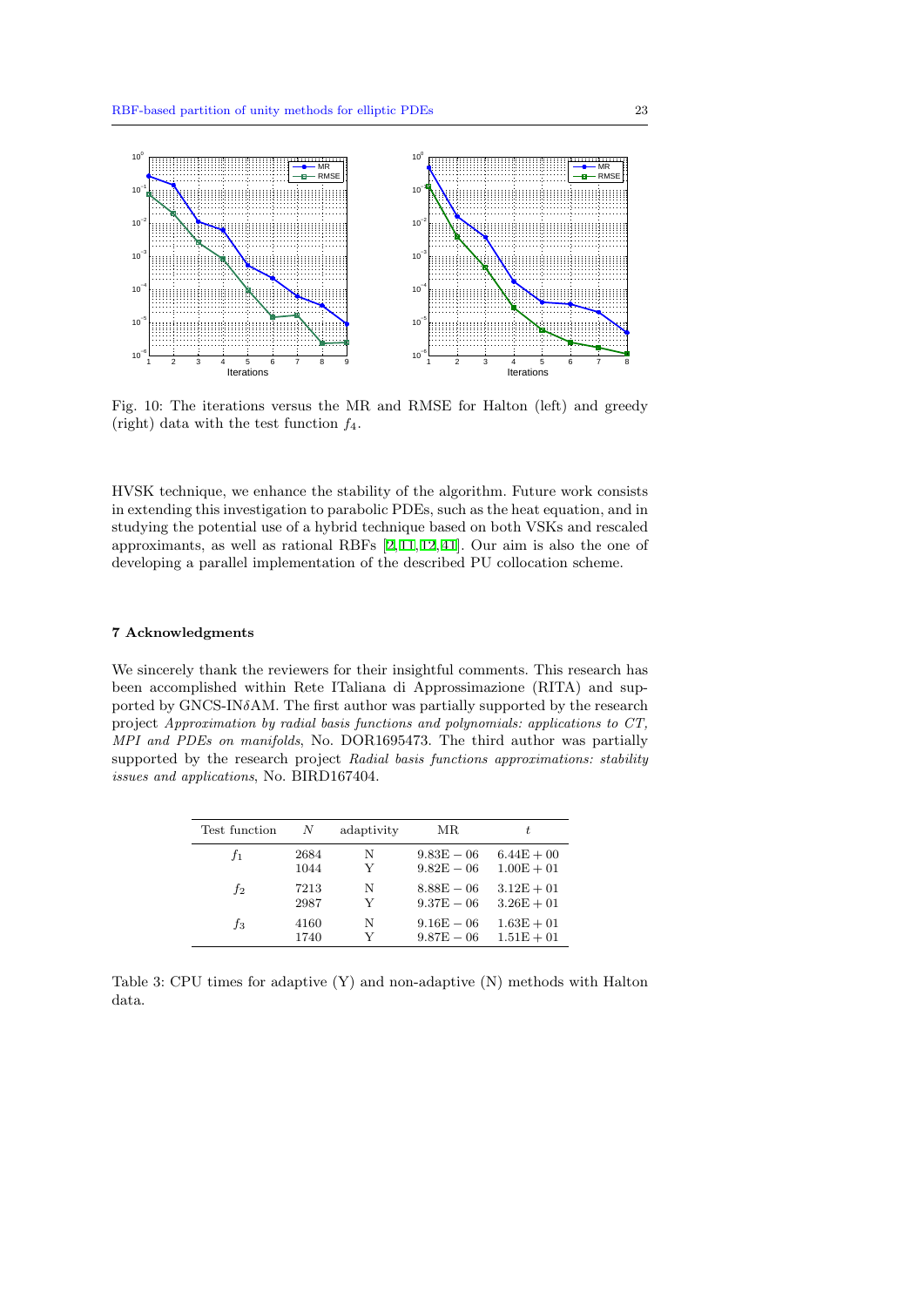Fig. 10: The iterations versus the MR and RMSE for Halton (left) and greedy (right) data with the test function $f_4$.

HVSK technique, we enhance the stability of the algorithm. Future work consists in extending this investigation to parabolic PDEs, such as the heat equation, and in studying the potential use of a hybrid technique based on both VSKs and rescaled approximants, as well as rational RBFs [2, 11, 12, 41]. Our aim is also the one of developing a parallel implementation of the described PU collocation scheme.

## 7 Acknowledgments

We sincerely thank the reviewers for their insightful comments. This research has been accomplished within Rete ITaliana di Approssimazione (RITA) and supported by GNCS-IN$\delta$AM. The first author was partially supported by the research project *Approximation by radial basis functions and polynomials: applications to CT, MPI and PDEs on manifolds*, No. DOR1695473. The third author was partially supported by the research project *Radial basis functions approximations: stability issues and applications*, No. BIRD167404.

| Test function | $N$ | adaptivity | MR | $t$ |
|---|---|---|---|---|
| $f_1$ | 2684 | N | $9.83\text{E}-06$ | $6.44\text{E}+00$ |
| | 1044 | Y | $9.82\text{E}-06$ | $1.00\text{E}+01$ |
| $f_2$ | 7213 | N | $8.88\text{E}-06$ | $3.12\text{E}+01$ |
| | 2987 | Y | $9.37\text{E}-06$ | $3.26\text{E}+01$ |
| $f_3$ | 4160 | N | $9.16\text{E}-06$ | $1.63\text{E}+01$ |
| | 1740 | Y | $9.87\text{E}-06$ | $1.51\text{E}+01$ |

Table 3: CPU times for adaptive (Y) and non-adaptive (N) methods with Halton data.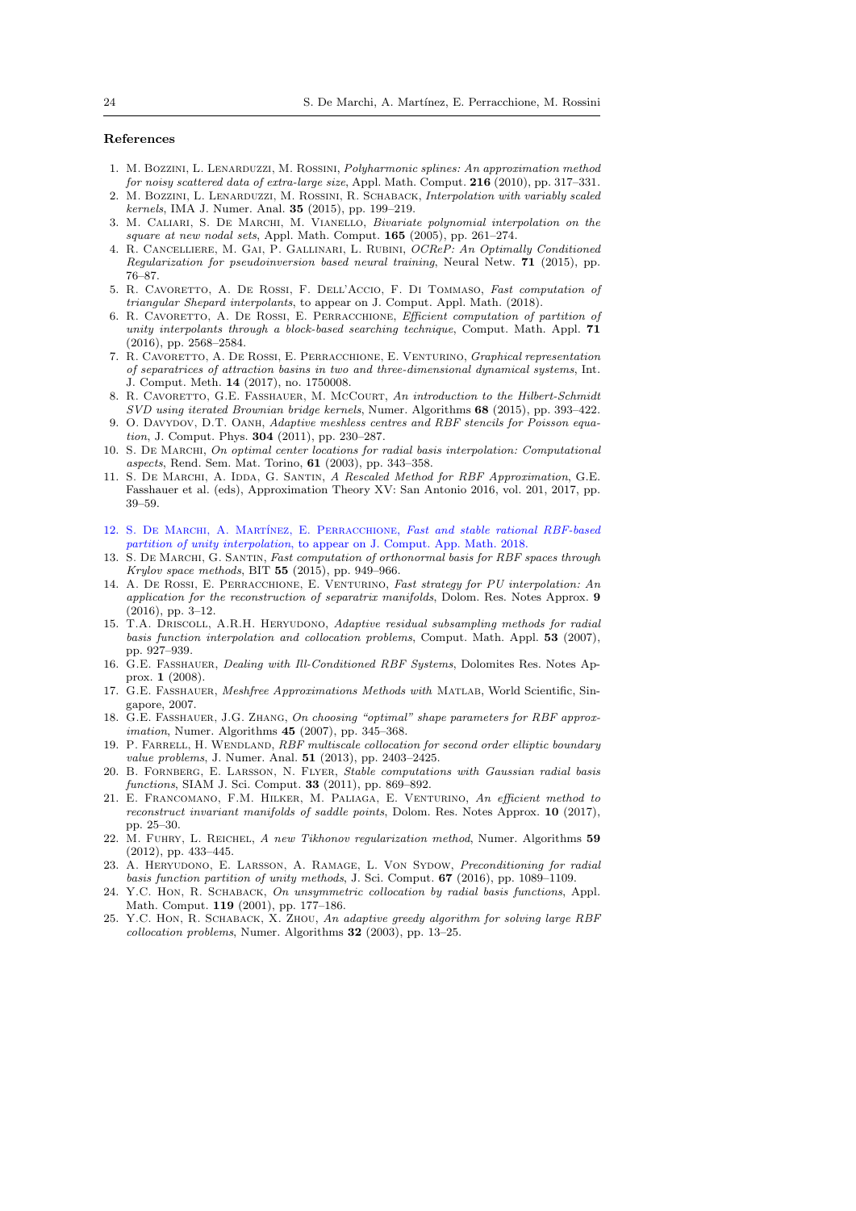## References

1. M. Bozzini, L. Lenarduzzi, M. Rossini, *Polyharmonic splines: An approximation method for noisy scattered data of extra-large size*, Appl. Math. Comput. **216** (2010), pp. 317–331.
2. M. Bozzini, L. Lenarduzzi, M. Rossini, R. Schaback, *Interpolation with variably scaled kernels*, IMA J. Numer. Anal. **35** (2015), pp. 199–219.
3. M. Caliari, S. De Marchi, M. Vianello, *Bivariate polynomial interpolation on the square at new nodal sets*, Appl. Math. Comput. **165** (2005), pp. 261–274.
4. R. Cancelliere, M. Gai, P. Gallinari, L. Rubini, *OCReP: An Optimally Conditioned Regularization for pseudoinversion based neural training*, Neural Netw. **71** (2015), pp. 76–87.
5. R. Cavoretto, A. De Rossi, F. Dell'Accio, F. Di Tommaso, *Fast computation of triangular Shepard interpolants*, to appear on J. Comput. Appl. Math. (2018).
6. R. Cavoretto, A. De Rossi, E. Perracchione, *Efficient computation of partition of unity interpolants through a block-based searching technique*, Comput. Math. Appl. **71** (2016), pp. 2568–2584.
7. R. Cavoretto, A. De Rossi, E. Perracchione, E. Venturino, *Graphical representation of separatrices of attraction basins in two and three-dimensional dynamical systems*, Int. J. Comput. Meth. **14** (2017), no. 1750008.
8. R. Cavoretto, G.E. Fasshauer, M. McCourt, *An introduction to the Hilbert-Schmidt SVD using iterated Brownian bridge kernels*, Numer. Algorithms **68** (2015), pp. 393–422.
9. O. Davydov, D.T. Oanh, *Adaptive meshless centres and RBF stencils for Poisson equation*, J. Comput. Phys. **304** (2011), pp. 230–287.
10. S. De Marchi, *On optimal center locations for radial basis interpolation: Computational aspects*, Rend. Sem. Mat. Torino, **61** (2003), pp. 343–358.
11. S. De Marchi, A. Idda, G. Santin, *A Rescaled Method for RBF Approximation*, G.E. Fasshauer et al. (eds), Approximation Theory XV: San Antonio 2016, vol. 201, 2017, pp. 39–59.
12. S. De Marchi, A. Martínez, E. Perracchione, *Fast and stable rational RBF-based partition of unity interpolation*, to appear on J. Comput. App. Math. 2018.
13. S. De Marchi, G. Santin, *Fast computation of orthonormal basis for RBF spaces through Krylov space methods*, BIT **55** (2015), pp. 949–966.
14. A. De Rossi, E. Perracchione, E. Venturino, *Fast strategy for PU interpolation: An application for the reconstruction of separatrix manifolds*, Dolom. Res. Notes Approx. **9** (2016), pp. 3–12.
15. T.A. Driscoll, A.R.H. Heryudono, *Adaptive residual subsampling methods for radial basis function interpolation and collocation problems*, Comput. Math. Appl. **53** (2007), pp. 927–939.
16. G.E. Fasshauer, *Dealing with Ill-Conditioned RBF Systems*, Dolomites Res. Notes Approx. **1** (2008).
17. G.E. Fasshauer, *Meshfree Approximations Methods with* Matlab, World Scientific, Singapore, 2007.
18. G.E. Fasshauer, J.G. Zhang, *On choosing "optimal" shape parameters for RBF approximation*, Numer. Algorithms **45** (2007), pp. 345–368.
19. P. Farrell, H. Wendland, *RBF multiscale collocation for second order elliptic boundary value problems*, J. Numer. Anal. **51** (2013), pp. 2403–2425.
20. B. Fornberg, E. Larsson, N. Flyer, *Stable computations with Gaussian radial basis functions*, SIAM J. Sci. Comput. **33** (2011), pp. 869–892.
21. E. Francomano, F.M. Hilker, M. Paliaga, E. Venturino, *An efficient method to reconstruct invariant manifolds of saddle points*, Dolom. Res. Notes Approx. **10** (2017), pp. 25–30.
22. M. Fuhry, L. Reichel, *A new Tikhonov regularization method*, Numer. Algorithms **59** (2012), pp. 433–445.
23. A. Heryudono, E. Larsson, A. Ramage, L. Von Sydow, *Preconditioning for radial basis function partition of unity methods*, J. Sci. Comput. **67** (2016), pp. 1089–1109.
24. Y.C. Hon, R. Schaback, *On unsymmetric collocation by radial basis functions*, Appl. Math. Comput. **119** (2001), pp. 177–186.
25. Y.C. Hon, R. Schaback, X. Zhou, *An adaptive greedy algorithm for solving large RBF collocation problems*, Numer. Algorithms **32** (2003), pp. 13–25.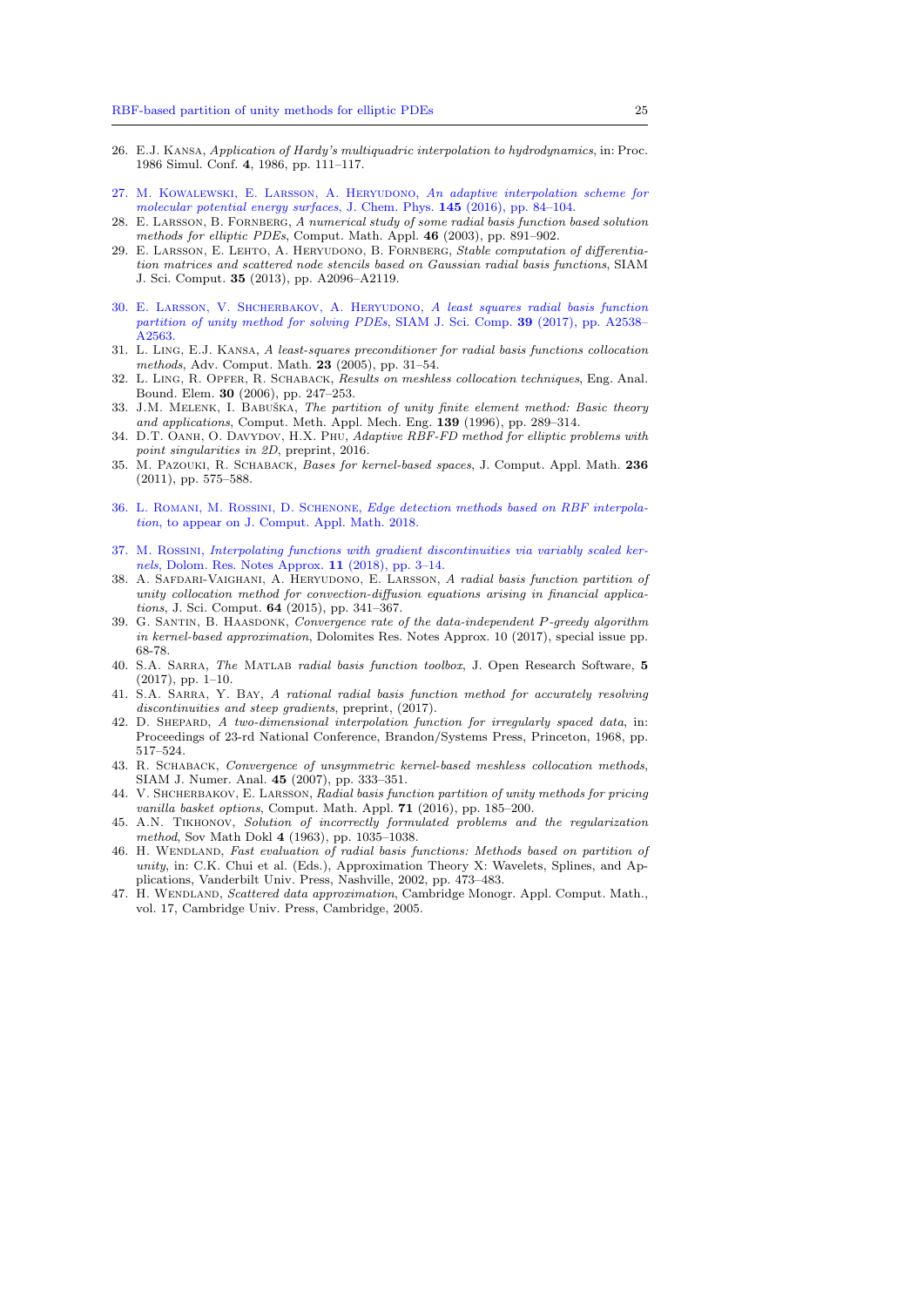26. E.J. Kansa, *Application of Hardy's multiquadric interpolation to hydrodynamics*, in: Proc. 1986 Simul. Conf. **4**, 1986, pp. 111–117.
27. M. Kowalewski, E. Larsson, A. Heryudono, *An adaptive interpolation scheme for molecular potential energy surfaces*, J. Chem. Phys. **145** (2016), pp. 84–104.
28. E. Larsson, B. Fornberg, *A numerical study of some radial basis function based solution methods for elliptic PDEs*, Comput. Math. Appl. **46** (2003), pp. 891–902.
29. E. Larsson, E. Lehto, A. Heryudono, B. Fornberg, *Stable computation of differentiation matrices and scattered node stencils based on Gaussian radial basis functions*, SIAM J. Sci. Comput. **35** (2013), pp. A2096–A2119.
30. E. Larsson, V. Shcherbakov, A. Heryudono, *A least squares radial basis function partition of unity method for solving PDEs*, SIAM J. Sci. Comp. **39** (2017), pp. A2538–A2563.
31. L. Ling, E.J. Kansa, *A least-squares preconditioner for radial basis functions collocation methods*, Adv. Comput. Math. **23** (2005), pp. 31–54.
32. L. Ling, R. Opfer, R. Schaback, *Results on meshless collocation techniques*, Eng. Anal. Bound. Elem. **30** (2006), pp. 247–253.
33. J.M. Melenk, I. Babuška, *The partition of unity finite element method: Basic theory and applications*, Comput. Meth. Appl. Mech. Eng. **139** (1996), pp. 289–314.
34. D.T. Oanh, O. Davydov, H.X. Phu, *Adaptive RBF-FD method for elliptic problems with point singularities in 2D*, preprint, 2016.
35. M. Pazouki, R. Schaback, *Bases for kernel-based spaces*, J. Comput. Appl. Math. **236** (2011), pp. 575–588.
36. L. Romani, M. Rossini, D. Schenone, *Edge detection methods based on RBF interpolation*, to appear on J. Comput. Appl. Math. 2018.
37. M. Rossini, *Interpolating functions with gradient discontinuities via variably scaled kernels*, Dolom. Res. Notes Approx. **11** (2018), pp. 3–14.
38. A. Safdari-Vaighani, A. Heryudono, E. Larsson, *A radial basis function partition of unity collocation method for convection-diffusion equations arising in financial applications*, J. Sci. Comput. **64** (2015), pp. 341–367.
39. G. Santin, B. Haasdonk, *Convergence rate of the data-independent P-greedy algorithm in kernel-based approximation*, Dolomites Res. Notes Approx. 10 (2017), special issue pp. 68-78.
40. S.A. Sarra, *The* Matlab *radial basis function toolbox*, J. Open Research Software, **5** (2017), pp. 1–10.
41. S.A. Sarra, Y. Bay, *A rational radial basis function method for accurately resolving discontinuities and steep gradients*, preprint, (2017).
42. D. Shepard, *A two-dimensional interpolation function for irregularly spaced data*, in: Proceedings of 23-rd National Conference, Brandon/Systems Press, Princeton, 1968, pp. 517–524.
43. R. Schaback, *Convergence of unsymmetric kernel-based meshless collocation methods*, SIAM J. Numer. Anal. **45** (2007), pp. 333–351.
44. V. Shcherbakov, E. Larsson, *Radial basis function partition of unity methods for pricing vanilla basket options*, Comput. Math. Appl. **71** (2016), pp. 185–200.
45. A.N. Tikhonov, *Solution of incorrectly formulated problems and the regularization method*, Sov Math Dokl **4** (1963), pp. 1035–1038.
46. H. Wendland, *Fast evaluation of radial basis functions: Methods based on partition of unity*, in: C.K. Chui et al. (Eds.), Approximation Theory X: Wavelets, Splines, and Applications, Vanderbilt Univ. Press, Nashville, 2002, pp. 473–483.
47. H. Wendland, *Scattered data approximation*, Cambridge Monogr. Appl. Comput. Math., vol. 17, Cambridge Univ. Press, Cambridge, 2005.